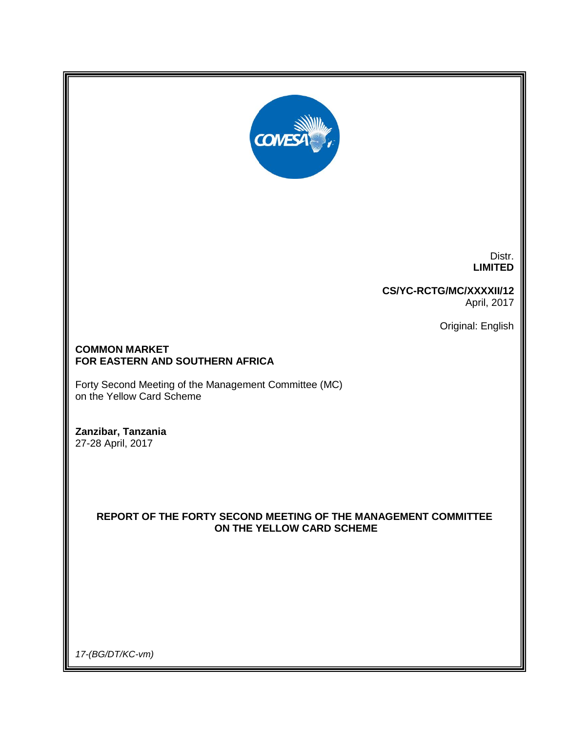Distr.
**LIMITED**

**CS/YC-RCTG/MC/XXXXII/12**
April, 2017

Original: English

**COMMON MARKET**
**FOR EASTERN AND SOUTHERN AFRICA**

Forty Second Meeting of the Management Committee (MC)
on the Yellow Card Scheme

**Zanzibar, Tanzania**
27-28 April, 2017

**REPORT OF THE FORTY SECOND MEETING OF THE MANAGEMENT COMMITTEE ON THE YELLOW CARD SCHEME**

*17-(BG/DT/KC-vm)*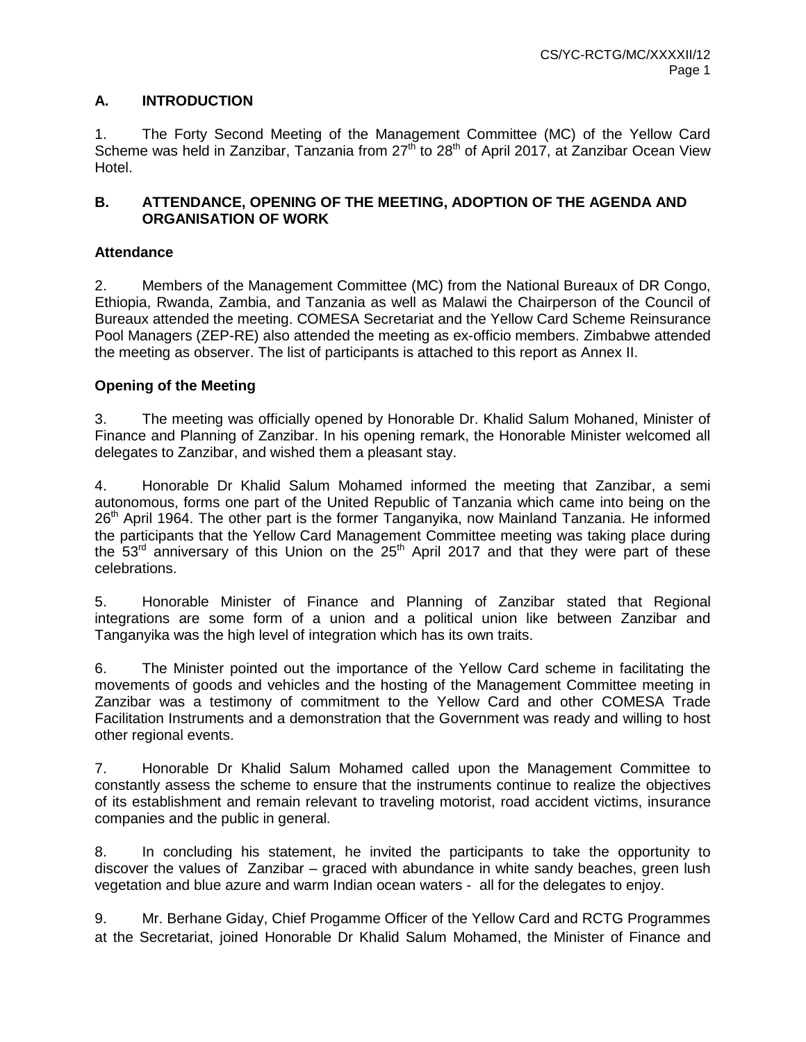## A. INTRODUCTION

1. The Forty Second Meeting of the Management Committee (MC) of the Yellow Card Scheme was held in Zanzibar, Tanzania from 27th to 28th of April 2017, at Zanzibar Ocean View Hotel.

## B. ATTENDANCE, OPENING OF THE MEETING, ADOPTION OF THE AGENDA AND ORGANISATION OF WORK

### Attendance

2. Members of the Management Committee (MC) from the National Bureaux of DR Congo, Ethiopia, Rwanda, Zambia, and Tanzania as well as Malawi the Chairperson of the Council of Bureaux attended the meeting. COMESA Secretariat and the Yellow Card Scheme Reinsurance Pool Managers (ZEP-RE) also attended the meeting as ex-officio members. Zimbabwe attended the meeting as observer. The list of participants is attached to this report as Annex II.

### Opening of the Meeting

3. The meeting was officially opened by Honorable Dr. Khalid Salum Mohaned, Minister of Finance and Planning of Zanzibar. In his opening remark, the Honorable Minister welcomed all delegates to Zanzibar, and wished them a pleasant stay.

4. Honorable Dr Khalid Salum Mohamed informed the meeting that Zanzibar, a semi autonomous, forms one part of the United Republic of Tanzania which came into being on the 26th April 1964. The other part is the former Tanganyika, now Mainland Tanzania. He informed the participants that the Yellow Card Management Committee meeting was taking place during the 53rd anniversary of this Union on the 25th April 2017 and that they were part of these celebrations.

5. Honorable Minister of Finance and Planning of Zanzibar stated that Regional integrations are some form of a union and a political union like between Zanzibar and Tanganyika was the high level of integration which has its own traits.

6. The Minister pointed out the importance of the Yellow Card scheme in facilitating the movements of goods and vehicles and the hosting of the Management Committee meeting in Zanzibar was a testimony of commitment to the Yellow Card and other COMESA Trade Facilitation Instruments and a demonstration that the Government was ready and willing to host other regional events.

7. Honorable Dr Khalid Salum Mohamed called upon the Management Committee to constantly assess the scheme to ensure that the instruments continue to realize the objectives of its establishment and remain relevant to traveling motorist, road accident victims, insurance companies and the public in general.

8. In concluding his statement, he invited the participants to take the opportunity to discover the values of Zanzibar – graced with abundance in white sandy beaches, green lush vegetation and blue azure and warm Indian ocean waters - all for the delegates to enjoy.

9. Mr. Berhane Giday, Chief Progamme Officer of the Yellow Card and RCTG Programmes at the Secretariat, joined Honorable Dr Khalid Salum Mohamed, the Minister of Finance and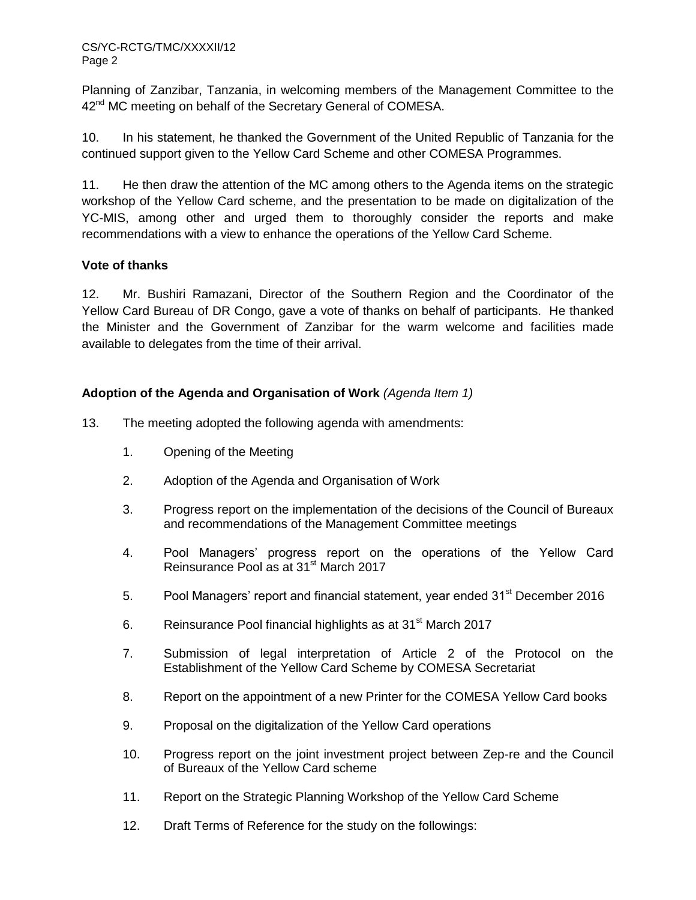Planning of Zanzibar, Tanzania, in welcoming members of the Management Committee to the 42nd MC meeting on behalf of the Secretary General of COMESA.

10. In his statement, he thanked the Government of the United Republic of Tanzania for the continued support given to the Yellow Card Scheme and other COMESA Programmes.

11. He then draw the attention of the MC among others to the Agenda items on the strategic workshop of the Yellow Card scheme, and the presentation to be made on digitalization of the YC-MIS, among other and urged them to thoroughly consider the reports and make recommendations with a view to enhance the operations of the Yellow Card Scheme.

**Vote of thanks**

12. Mr. Bushiri Ramazani, Director of the Southern Region and the Coordinator of the Yellow Card Bureau of DR Congo, gave a vote of thanks on behalf of participants. He thanked the Minister and the Government of Zanzibar for the warm welcome and facilities made available to delegates from the time of their arrival.

**Adoption of the Agenda and Organisation of Work** *(Agenda Item 1)*

13. The meeting adopted the following agenda with amendments:

1. Opening of the Meeting
2. Adoption of the Agenda and Organisation of Work
3. Progress report on the implementation of the decisions of the Council of Bureaux and recommendations of the Management Committee meetings
4. Pool Managers' progress report on the operations of the Yellow Card Reinsurance Pool as at 31st March 2017
5. Pool Managers' report and financial statement, year ended 31st December 2016
6. Reinsurance Pool financial highlights as at 31st March 2017
7. Submission of legal interpretation of Article 2 of the Protocol on the Establishment of the Yellow Card Scheme by COMESA Secretariat
8. Report on the appointment of a new Printer for the COMESA Yellow Card books
9. Proposal on the digitalization of the Yellow Card operations
10. Progress report on the joint investment project between Zep-re and the Council of Bureaux of the Yellow Card scheme
11. Report on the Strategic Planning Workshop of the Yellow Card Scheme
12. Draft Terms of Reference for the study on the followings: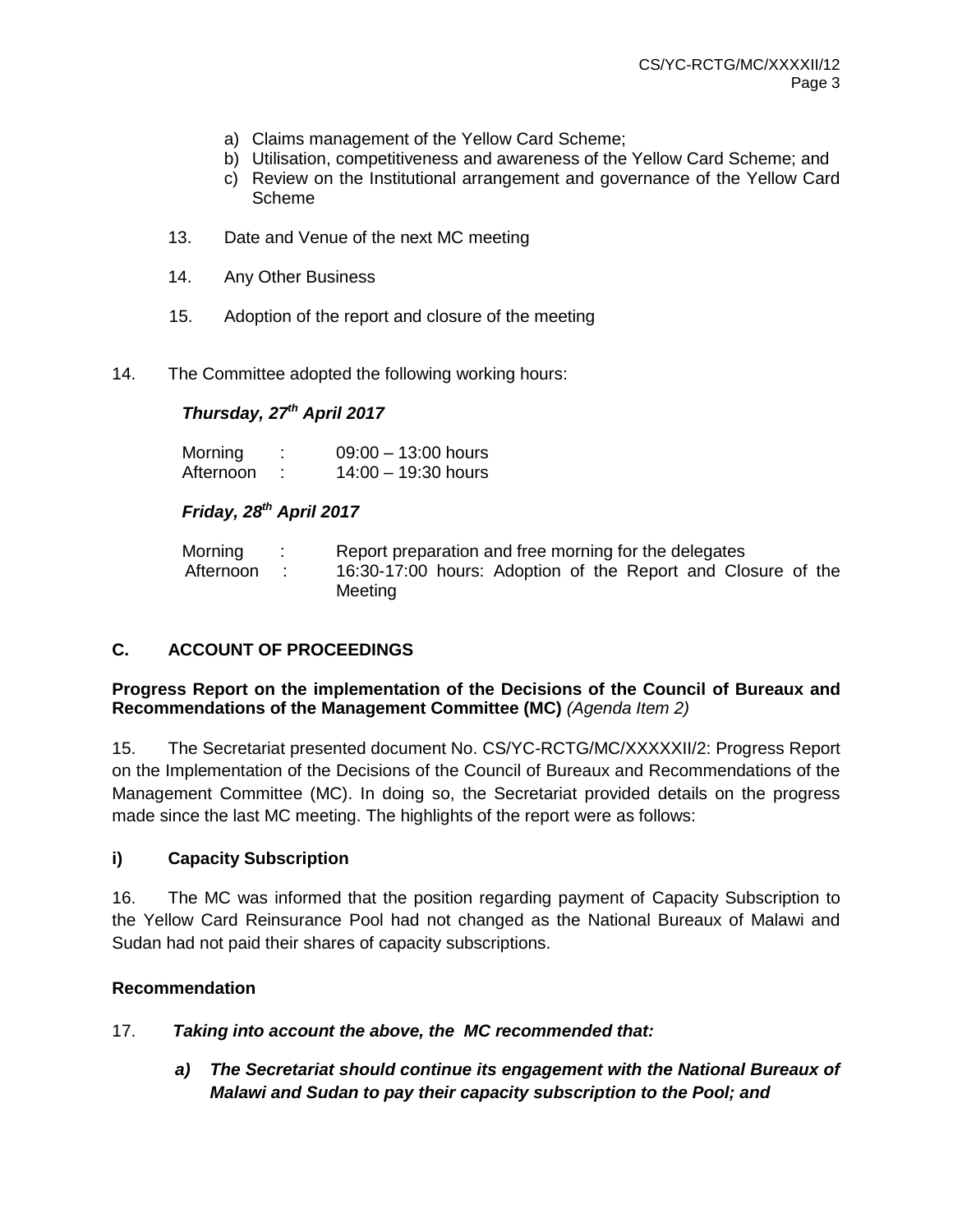a) Claims management of the Yellow Card Scheme;
b) Utilisation, competitiveness and awareness of the Yellow Card Scheme; and
c) Review on the Institutional arrangement and governance of the Yellow Card Scheme

13. Date and Venue of the next MC meeting

14. Any Other Business

15. Adoption of the report and closure of the meeting

14. The Committee adopted the following working hours:

***Thursday, 27th April 2017***

| | | |
|---|---|---|
| Morning | : | 09:00 – 13:00 hours |
| Afternoon | : | 14:00 – 19:30 hours |

***Friday, 28th April 2017***

| | | |
|---|---|---|
| Morning | : | Report preparation and free morning for the delegates |
| Afternoon | : | 16:30-17:00 hours: Adoption of the Report and Closure of the Meeting |

## C. ACCOUNT OF PROCEEDINGS

**Progress Report on the implementation of the Decisions of the Council of Bureaux and Recommendations of the Management Committee (MC)** *(Agenda Item 2)*

15. The Secretariat presented document No. CS/YC-RCTG/MC/XXXXXII/2: Progress Report on the Implementation of the Decisions of the Council of Bureaux and Recommendations of the Management Committee (MC). In doing so, the Secretariat provided details on the progress made since the last MC meeting. The highlights of the report were as follows:

**i) Capacity Subscription**

16. The MC was informed that the position regarding payment of Capacity Subscription to the Yellow Card Reinsurance Pool had not changed as the National Bureaux of Malawi and Sudan had not paid their shares of capacity subscriptions.

**Recommendation**

17. ***Taking into account the above, the MC recommended that:***

***a) The Secretariat should continue its engagement with the National Bureaux of Malawi and Sudan to pay their capacity subscription to the Pool; and***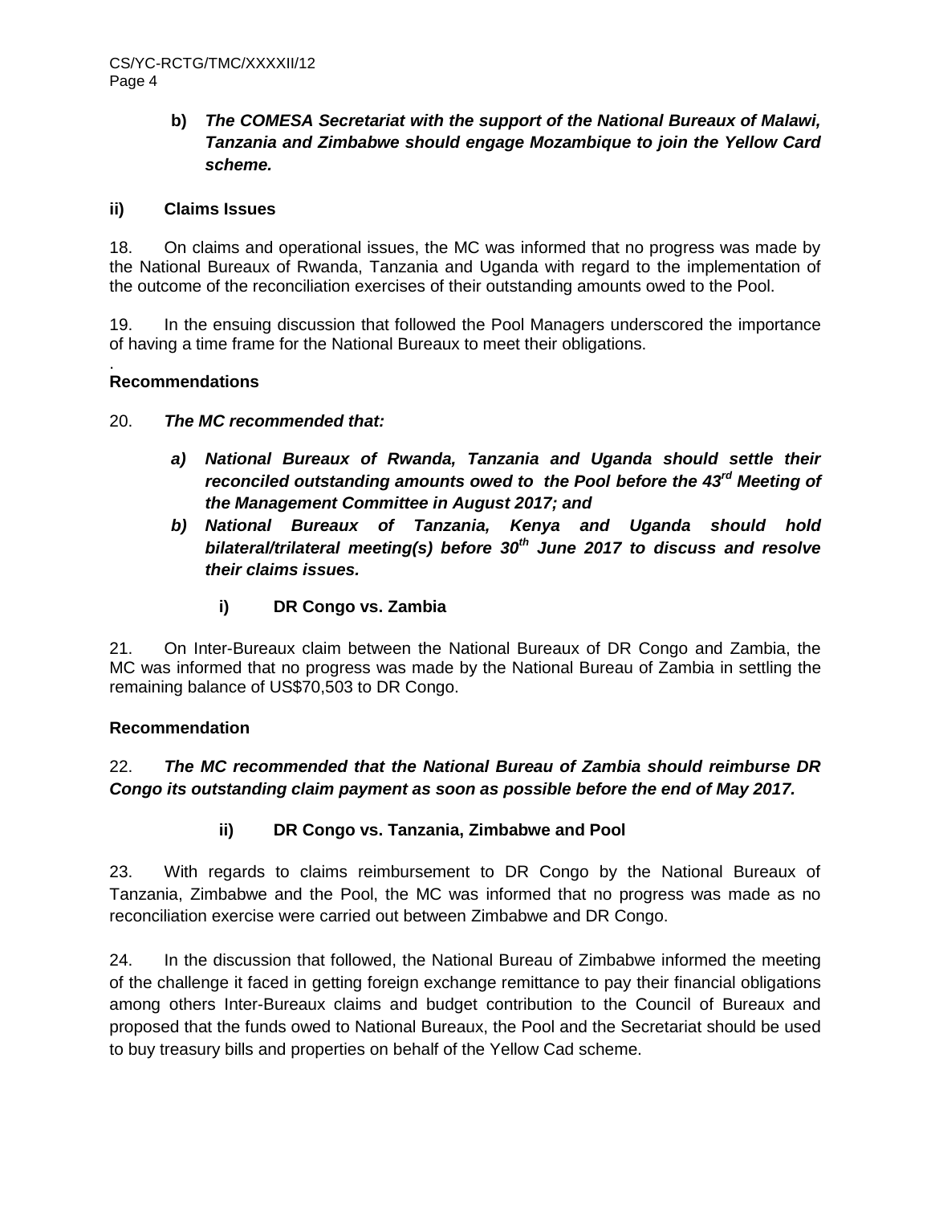**b)** ***The COMESA Secretariat with the support of the National Bureaux of Malawi, Tanzania and Zimbabwe should engage Mozambique to join the Yellow Card scheme.***

**ii) Claims Issues**

18. On claims and operational issues, the MC was informed that no progress was made by the National Bureaux of Rwanda, Tanzania and Uganda with regard to the implementation of the outcome of the reconciliation exercises of their outstanding amounts owed to the Pool.

19. In the ensuing discussion that followed the Pool Managers underscored the importance of having a time frame for the National Bureaux to meet their obligations.

.
**Recommendations**

20. ***The MC recommended that:***

- ***a) National Bureaux of Rwanda, Tanzania and Uganda should settle their reconciled outstanding amounts owed to the Pool before the 43rd Meeting of the Management Committee in August 2017; and***
- ***b) National Bureaux of Tanzania, Kenya and Uganda should hold bilateral/trilateral meeting(s) before 30th June 2017 to discuss and resolve their claims issues.***

**i) DR Congo vs. Zambia**

21. On Inter-Bureaux claim between the National Bureaux of DR Congo and Zambia, the MC was informed that no progress was made by the National Bureau of Zambia in settling the remaining balance of US$70,503 to DR Congo.

**Recommendation**

22. ***The MC recommended that the National Bureau of Zambia should reimburse DR Congo its outstanding claim payment as soon as possible before the end of May 2017.***

**ii) DR Congo vs. Tanzania, Zimbabwe and Pool**

23. With regards to claims reimbursement to DR Congo by the National Bureaux of Tanzania, Zimbabwe and the Pool, the MC was informed that no progress was made as no reconciliation exercise were carried out between Zimbabwe and DR Congo.

24. In the discussion that followed, the National Bureau of Zimbabwe informed the meeting of the challenge it faced in getting foreign exchange remittance to pay their financial obligations among others Inter-Bureaux claims and budget contribution to the Council of Bureaux and proposed that the funds owed to National Bureaux, the Pool and the Secretariat should be used to buy treasury bills and properties on behalf of the Yellow Cad scheme.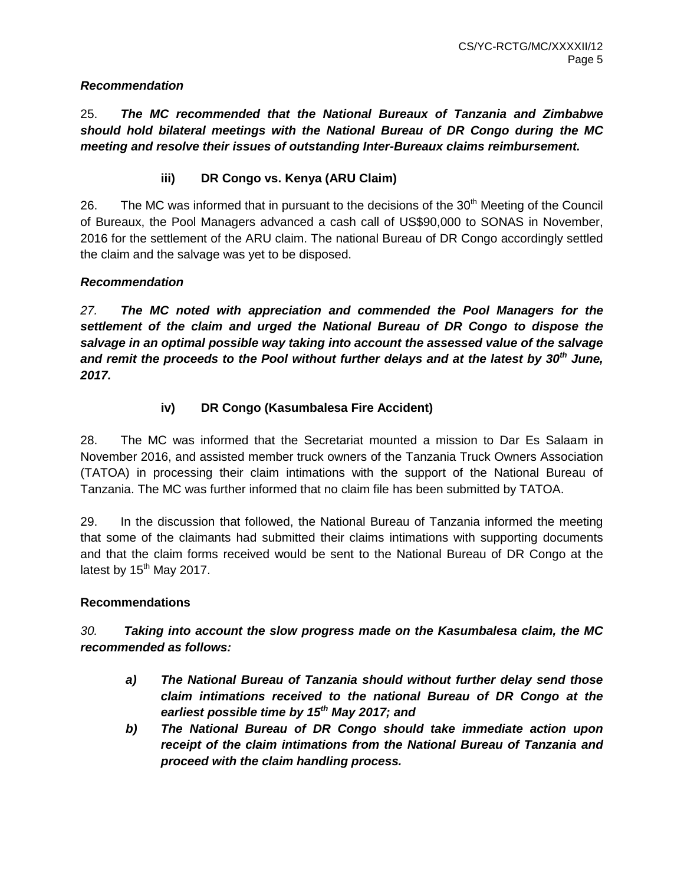### *Recommendation*

25. ***The MC recommended that the National Bureaux of Tanzania and Zimbabwe should hold bilateral meetings with the National Bureau of DR Congo during the MC meeting and resolve their issues of outstanding Inter-Bureaux claims reimbursement.***

#### iii) DR Congo vs. Kenya (ARU Claim)

26. The MC was informed that in pursuant to the decisions of the 30th Meeting of the Council of Bureaux, the Pool Managers advanced a cash call of US$90,000 to SONAS in November, 2016 for the settlement of the ARU claim. The national Bureau of DR Congo accordingly settled the claim and the salvage was yet to be disposed.

### *Recommendation*

*27.* ***The MC noted with appreciation and commended the Pool Managers for the settlement of the claim and urged the National Bureau of DR Congo to dispose the salvage in an optimal possible way taking into account the assessed value of the salvage and remit the proceeds to the Pool without further delays and at the latest by 30th June, 2017.***

#### iv) DR Congo (Kasumbalesa Fire Accident)

28. The MC was informed that the Secretariat mounted a mission to Dar Es Salaam in November 2016, and assisted member truck owners of the Tanzania Truck Owners Association (TATOA) in processing their claim intimations with the support of the National Bureau of Tanzania. The MC was further informed that no claim file has been submitted by TATOA.

29. In the discussion that followed, the National Bureau of Tanzania informed the meeting that some of the claimants had submitted their claims intimations with supporting documents and that the claim forms received would be sent to the National Bureau of DR Congo at the latest by 15th May 2017.

### Recommendations

*30.* ***Taking into account the slow progress made on the Kasumbalesa claim, the MC recommended as follows:***

- ***a) The National Bureau of Tanzania should without further delay send those claim intimations received to the national Bureau of DR Congo at the earliest possible time by 15th May 2017; and***
- ***b) The National Bureau of DR Congo should take immediate action upon receipt of the claim intimations from the National Bureau of Tanzania and proceed with the claim handling process.***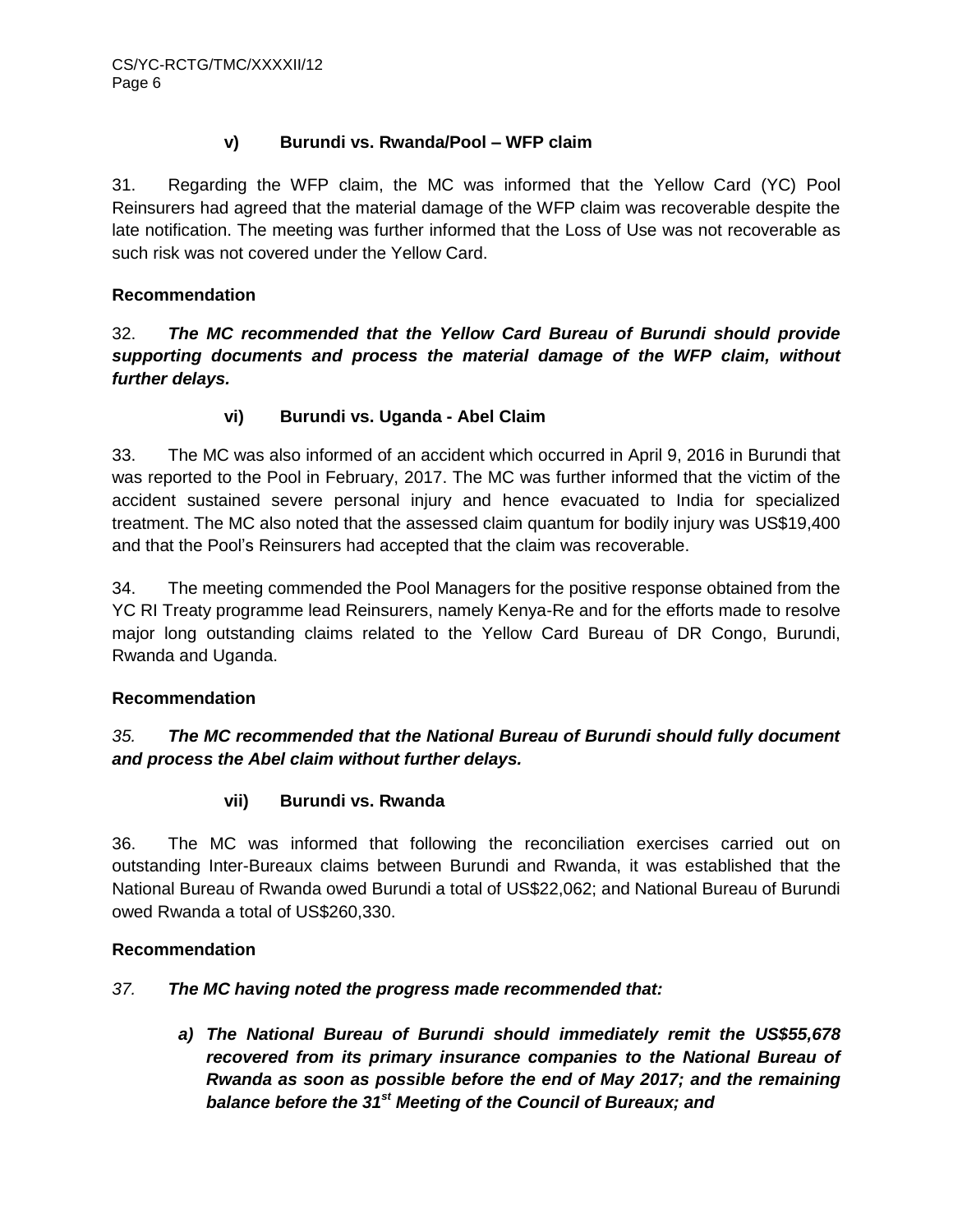#### v) Burundi vs. Rwanda/Pool – WFP claim

31. Regarding the WFP claim, the MC was informed that the Yellow Card (YC) Pool Reinsurers had agreed that the material damage of the WFP claim was recoverable despite the late notification. The meeting was further informed that the Loss of Use was not recoverable as such risk was not covered under the Yellow Card.

**Recommendation**

32. ***The MC recommended that the Yellow Card Bureau of Burundi should provide supporting documents and process the material damage of the WFP claim, without further delays.***

#### vi) Burundi vs. Uganda - Abel Claim

33. The MC was also informed of an accident which occurred in April 9, 2016 in Burundi that was reported to the Pool in February, 2017. The MC was further informed that the victim of the accident sustained severe personal injury and hence evacuated to India for specialized treatment. The MC also noted that the assessed claim quantum for bodily injury was US$19,400 and that the Pool's Reinsurers had accepted that the claim was recoverable.

34. The meeting commended the Pool Managers for the positive response obtained from the YC RI Treaty programme lead Reinsurers, namely Kenya-Re and for the efforts made to resolve major long outstanding claims related to the Yellow Card Bureau of DR Congo, Burundi, Rwanda and Uganda.

**Recommendation**

*35.* ***The MC recommended that the National Bureau of Burundi should fully document and process the Abel claim without further delays.***

#### vii) Burundi vs. Rwanda

36. The MC was informed that following the reconciliation exercises carried out on outstanding Inter-Bureaux claims between Burundi and Rwanda, it was established that the National Bureau of Rwanda owed Burundi a total of US$22,062; and National Bureau of Burundi owed Rwanda a total of US$260,330.

**Recommendation**

*37.* ***The MC having noted the progress made recommended that:***

***a) The National Bureau of Burundi should immediately remit the US$55,678 recovered from its primary insurance companies to the National Bureau of Rwanda as soon as possible before the end of May 2017; and the remaining balance before the 31st Meeting of the Council of Bureaux; and***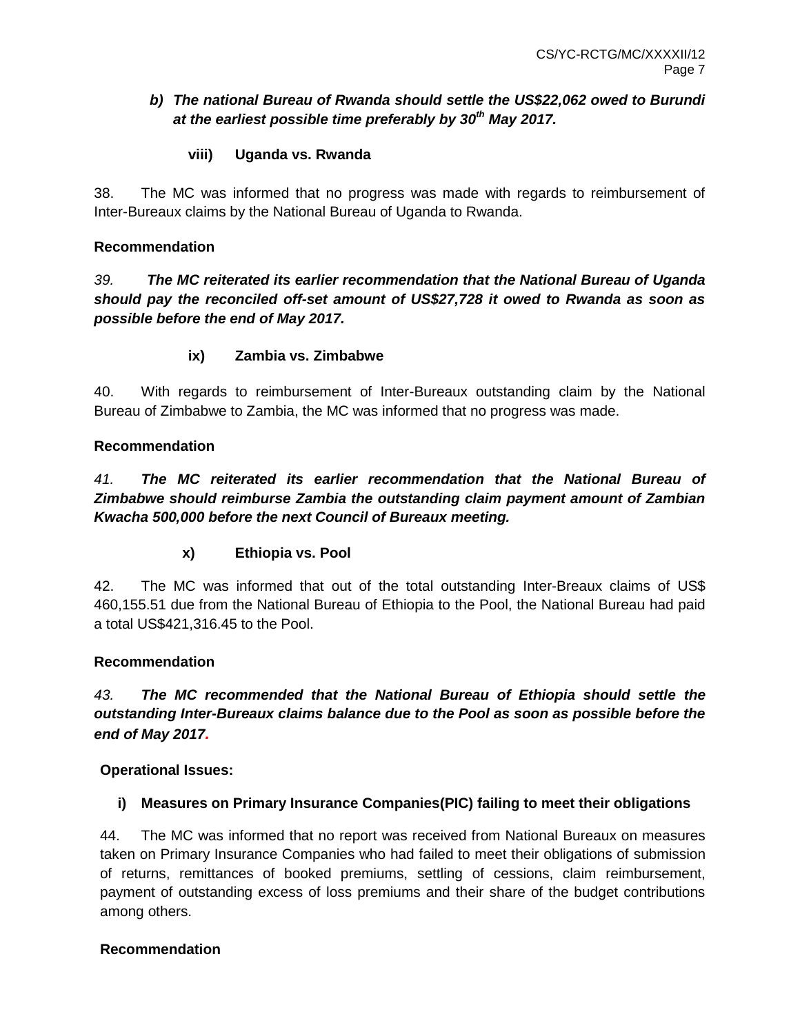*b) **The national Bureau of Rwanda should settle the US$22,062 owed to Burundi at the earliest possible time preferably by 30th May 2017.***

**viii) Uganda vs. Rwanda**

38. The MC was informed that no progress was made with regards to reimbursement of Inter-Bureaux claims by the National Bureau of Uganda to Rwanda.

**Recommendation**

*39.* ***The MC reiterated its earlier recommendation that the National Bureau of Uganda should pay the reconciled off-set amount of US$27,728 it owed to Rwanda as soon as possible before the end of May 2017.***

**ix) Zambia vs. Zimbabwe**

40. With regards to reimbursement of Inter-Bureaux outstanding claim by the National Bureau of Zimbabwe to Zambia, the MC was informed that no progress was made.

**Recommendation**

*41.* ***The MC reiterated its earlier recommendation that the National Bureau of Zimbabwe should reimburse Zambia the outstanding claim payment amount of Zambian Kwacha 500,000 before the next Council of Bureaux meeting.***

**x) Ethiopia vs. Pool**

42. The MC was informed that out of the total outstanding Inter-Breaux claims of US$ 460,155.51 due from the National Bureau of Ethiopia to the Pool, the National Bureau had paid a total US$421,316.45 to the Pool.

**Recommendation**

*43.* ***The MC recommended that the National Bureau of Ethiopia should settle the outstanding Inter-Bureaux claims balance due to the Pool as soon as possible before the end of May 2017.***

**Operational Issues:**

**i) Measures on Primary Insurance Companies(PIC) failing to meet their obligations**

44. The MC was informed that no report was received from National Bureaux on measures taken on Primary Insurance Companies who had failed to meet their obligations of submission of returns, remittances of booked premiums, settling of cessions, claim reimbursement, payment of outstanding excess of loss premiums and their share of the budget contributions among others.

**Recommendation**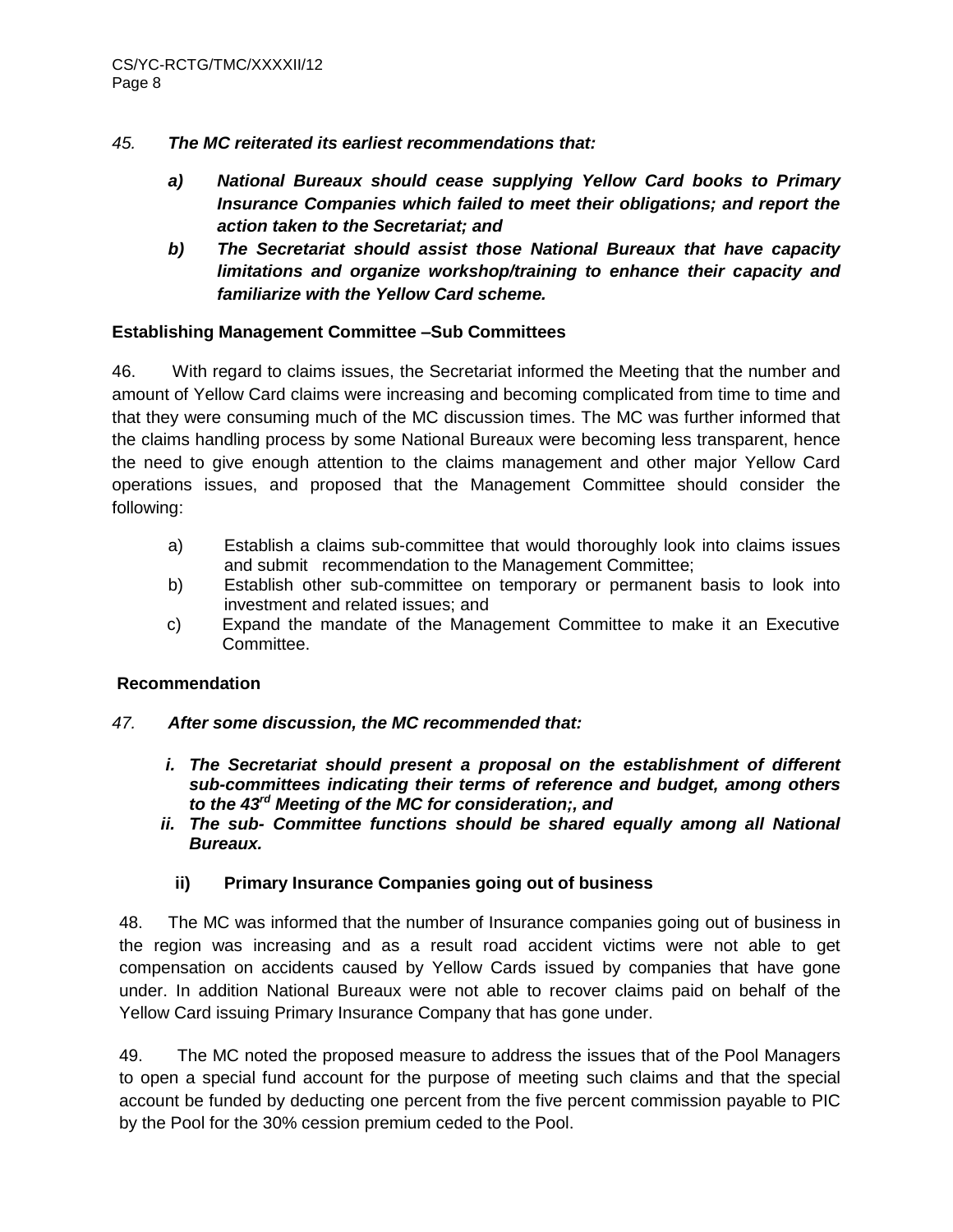*45.* ***The MC reiterated its earliest recommendations that:***

- ***a) National Bureaux should cease supplying Yellow Card books to Primary Insurance Companies which failed to meet their obligations; and report the action taken to the Secretariat; and***
- ***b) The Secretariat should assist those National Bureaux that have capacity limitations and organize workshop/training to enhance their capacity and familiarize with the Yellow Card scheme.***

**Establishing Management Committee –Sub Committees**

46. With regard to claims issues, the Secretariat informed the Meeting that the number and amount of Yellow Card claims were increasing and becoming complicated from time to time and that they were consuming much of the MC discussion times. The MC was further informed that the claims handling process by some National Bureaux were becoming less transparent, hence the need to give enough attention to the claims management and other major Yellow Card operations issues, and proposed that the Management Committee should consider the following:

- a) Establish a claims sub-committee that would thoroughly look into claims issues and submit recommendation to the Management Committee;
- b) Establish other sub-committee on temporary or permanent basis to look into investment and related issues; and
- c) Expand the mandate of the Management Committee to make it an Executive Committee.

**Recommendation**

*47.* ***After some discussion, the MC recommended that:***

- ***i. The Secretariat should present a proposal on the establishment of different sub-committees indicating their terms of reference and budget, among others to the 43rd Meeting of the MC for consideration;, and***
- ***ii. The sub- Committee functions should be shared equally among all National Bureaux.***

**ii) Primary Insurance Companies going out of business**

48. The MC was informed that the number of Insurance companies going out of business in the region was increasing and as a result road accident victims were not able to get compensation on accidents caused by Yellow Cards issued by companies that have gone under. In addition National Bureaux were not able to recover claims paid on behalf of the Yellow Card issuing Primary Insurance Company that has gone under.

49. The MC noted the proposed measure to address the issues that of the Pool Managers to open a special fund account for the purpose of meeting such claims and that the special account be funded by deducting one percent from the five percent commission payable to PIC by the Pool for the 30% cession premium ceded to the Pool.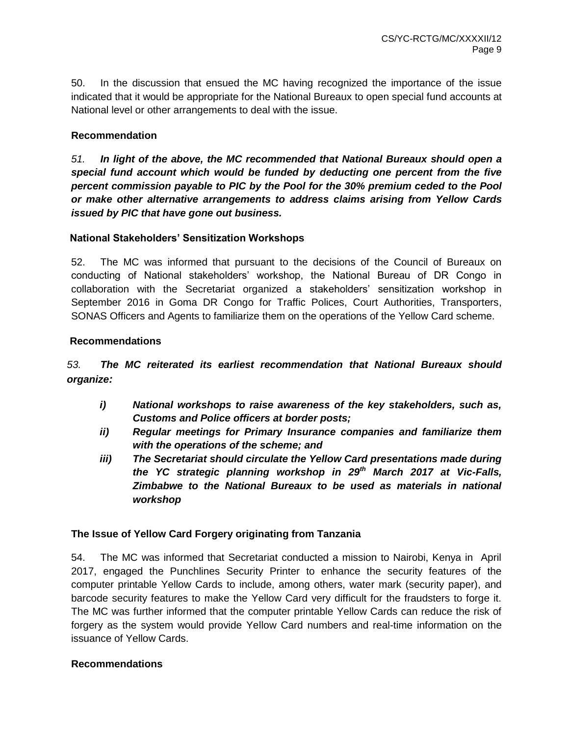50. In the discussion that ensued the MC having recognized the importance of the issue indicated that it would be appropriate for the National Bureaux to open special fund accounts at National level or other arrangements to deal with the issue.

**Recommendation**

*51.* ***In light of the above, the MC recommended that National Bureaux should open a special fund account which would be funded by deducting one percent from the five percent commission payable to PIC by the Pool for the 30% premium ceded to the Pool or make other alternative arrangements to address claims arising from Yellow Cards issued by PIC that have gone out business.***

**National Stakeholders' Sensitization Workshops**

52. The MC was informed that pursuant to the decisions of the Council of Bureaux on conducting of National stakeholders' workshop, the National Bureau of DR Congo in collaboration with the Secretariat organized a stakeholders' sensitization workshop in September 2016 in Goma DR Congo for Traffic Polices, Court Authorities, Transporters, SONAS Officers and Agents to familiarize them on the operations of the Yellow Card scheme.

**Recommendations**

*53.* ***The MC reiterated its earliest recommendation that National Bureaux should organize:***

- ***i) National workshops to raise awareness of the key stakeholders, such as, Customs and Police officers at border posts;***
- ***ii) Regular meetings for Primary Insurance companies and familiarize them with the operations of the scheme; and***
- ***iii) The Secretariat should circulate the Yellow Card presentations made during the YC strategic planning workshop in 29th March 2017 at Vic-Falls, Zimbabwe to the National Bureaux to be used as materials in national workshop***

**The Issue of Yellow Card Forgery originating from Tanzania**

54. The MC was informed that Secretariat conducted a mission to Nairobi, Kenya in April 2017, engaged the Punchlines Security Printer to enhance the security features of the computer printable Yellow Cards to include, among others, water mark (security paper), and barcode security features to make the Yellow Card very difficult for the fraudsters to forge it. The MC was further informed that the computer printable Yellow Cards can reduce the risk of forgery as the system would provide Yellow Card numbers and real-time information on the issuance of Yellow Cards.

**Recommendations**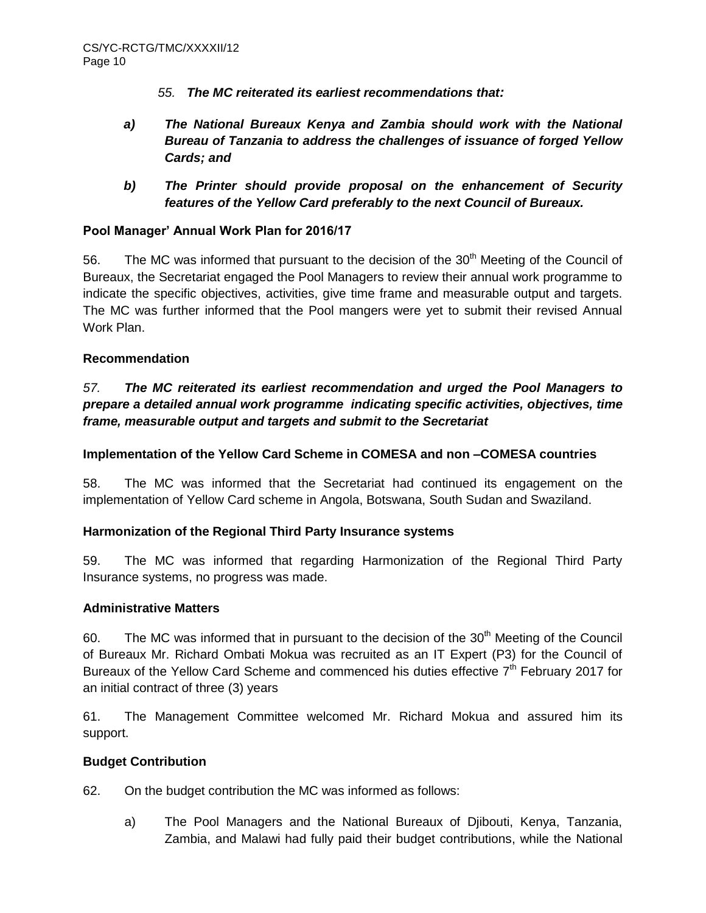*55.* ***The MC reiterated its earliest recommendations that:***

***a) The National Bureaux Kenya and Zambia should work with the National Bureau of Tanzania to address the challenges of issuance of forged Yellow Cards; and***

***b) The Printer should provide proposal on the enhancement of Security features of the Yellow Card preferably to the next Council of Bureaux.***

**Pool Manager' Annual Work Plan for 2016/17**

56. The MC was informed that pursuant to the decision of the 30th Meeting of the Council of Bureaux, the Secretariat engaged the Pool Managers to review their annual work programme to indicate the specific objectives, activities, give time frame and measurable output and targets. The MC was further informed that the Pool mangers were yet to submit their revised Annual Work Plan.

**Recommendation**

*57.* ***The MC reiterated its earliest recommendation and urged the Pool Managers to prepare a detailed annual work programme indicating specific activities, objectives, time frame, measurable output and targets and submit to the Secretariat***

**Implementation of the Yellow Card Scheme in COMESA and non –COMESA countries**

58. The MC was informed that the Secretariat had continued its engagement on the implementation of Yellow Card scheme in Angola, Botswana, South Sudan and Swaziland.

**Harmonization of the Regional Third Party Insurance systems**

59. The MC was informed that regarding Harmonization of the Regional Third Party Insurance systems, no progress was made.

**Administrative Matters**

60. The MC was informed that in pursuant to the decision of the 30th Meeting of the Council of Bureaux Mr. Richard Ombati Mokua was recruited as an IT Expert (P3) for the Council of Bureaux of the Yellow Card Scheme and commenced his duties effective 7th February 2017 for an initial contract of three (3) years

61. The Management Committee welcomed Mr. Richard Mokua and assured him its support.

**Budget Contribution**

62. On the budget contribution the MC was informed as follows:

a) The Pool Managers and the National Bureaux of Djibouti, Kenya, Tanzania, Zambia, and Malawi had fully paid their budget contributions, while the National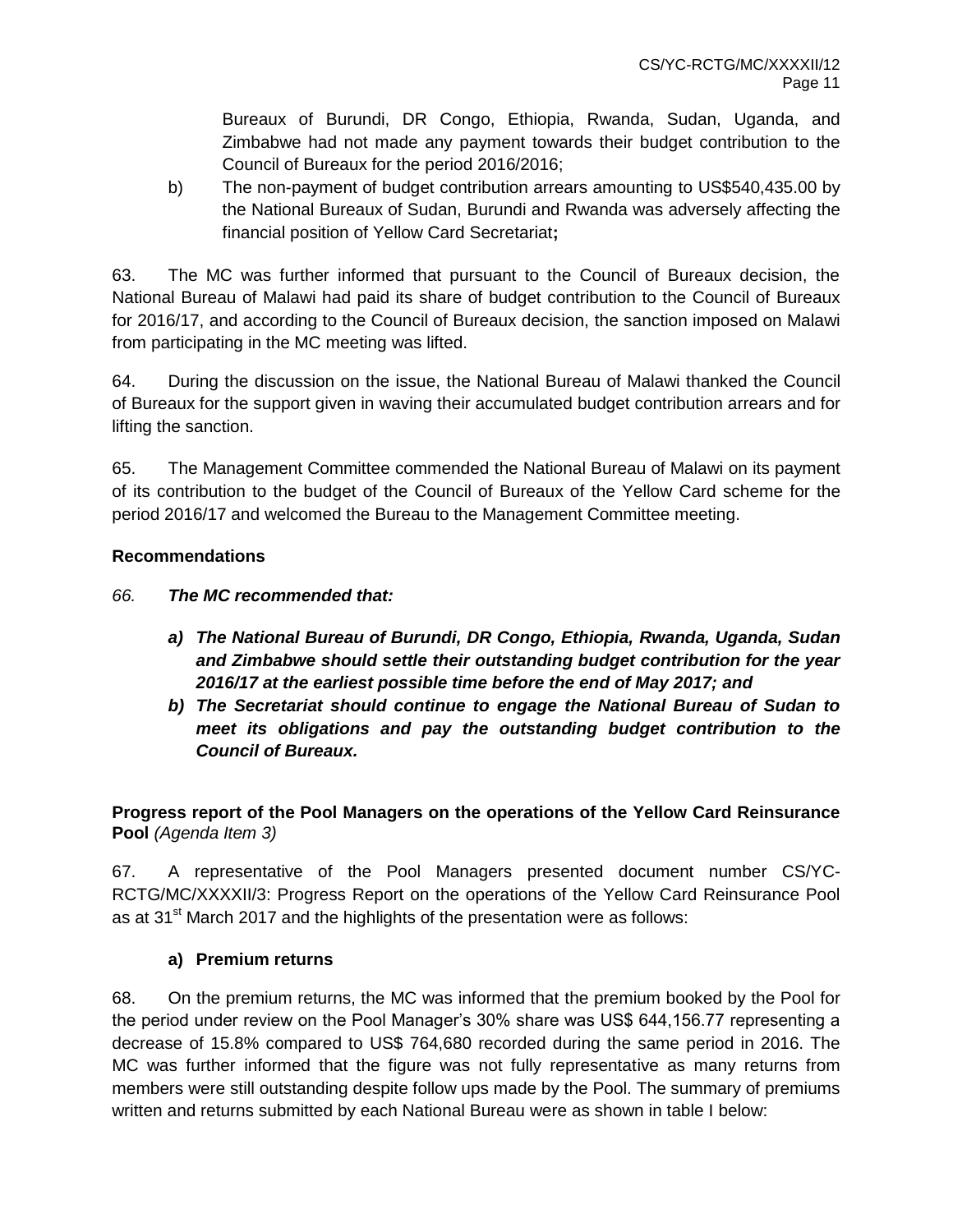Bureaux of Burundi, DR Congo, Ethiopia, Rwanda, Sudan, Uganda, and Zimbabwe had not made any payment towards their budget contribution to the Council of Bureaux for the period 2016/2016;

b) The non-payment of budget contribution arrears amounting to US$540,435.00 by the National Bureaux of Sudan, Burundi and Rwanda was adversely affecting the financial position of Yellow Card Secretariat**;**

63. The MC was further informed that pursuant to the Council of Bureaux decision, the National Bureau of Malawi had paid its share of budget contribution to the Council of Bureaux for 2016/17, and according to the Council of Bureaux decision, the sanction imposed on Malawi from participating in the MC meeting was lifted.

64. During the discussion on the issue, the National Bureau of Malawi thanked the Council of Bureaux for the support given in waving their accumulated budget contribution arrears and for lifting the sanction.

65. The Management Committee commended the National Bureau of Malawi on its payment of its contribution to the budget of the Council of Bureaux of the Yellow Card scheme for the period 2016/17 and welcomed the Bureau to the Management Committee meeting.

**Recommendations**

*66.* ***The MC recommended that:***

***a) The National Bureau of Burundi, DR Congo, Ethiopia, Rwanda, Uganda, Sudan and Zimbabwe should settle their outstanding budget contribution for the year 2016/17 at the earliest possible time before the end of May 2017; and***

***b) The Secretariat should continue to engage the National Bureau of Sudan to meet its obligations and pay the outstanding budget contribution to the Council of Bureaux.***

**Progress report of the Pool Managers on the operations of the Yellow Card Reinsurance Pool** *(Agenda Item 3)*

67. A representative of the Pool Managers presented document number CS/YC-RCTG/MC/XXXXII/3: Progress Report on the operations of the Yellow Card Reinsurance Pool as at 31st March 2017 and the highlights of the presentation were as follows:

**a) Premium returns**

68. On the premium returns, the MC was informed that the premium booked by the Pool for the period under review on the Pool Manager's 30% share was US$ 644,156.77 representing a decrease of 15.8% compared to US$ 764,680 recorded during the same period in 2016. The MC was further informed that the figure was not fully representative as many returns from members were still outstanding despite follow ups made by the Pool. The summary of premiums written and returns submitted by each National Bureau were as shown in table I below: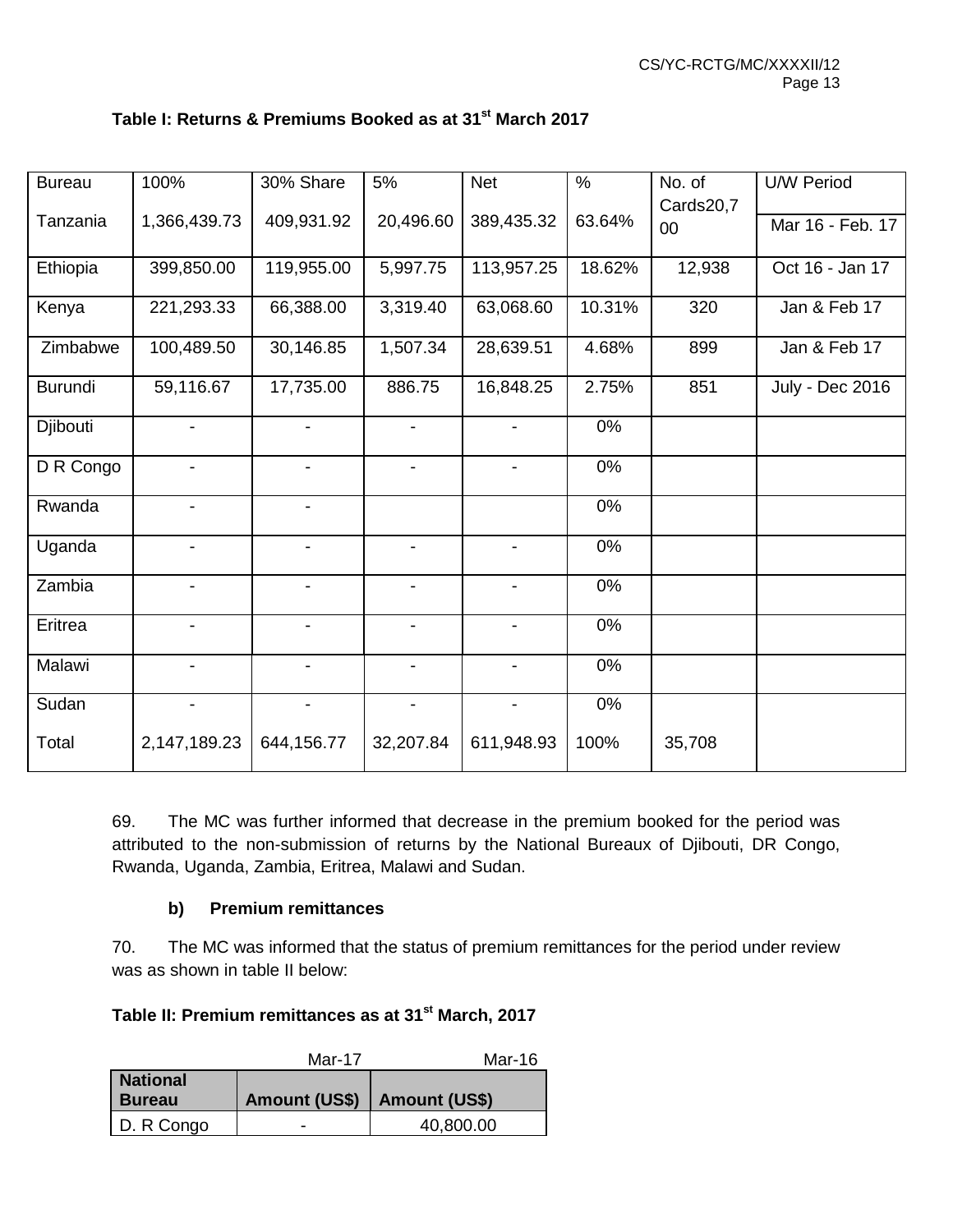**Table I: Returns & Premiums Booked as at 31st March 2017**

| Bureau | 100% | 30% Share | 5% | Net | % | No. of Cards | U/W Period |
|---|---|---|---|---|---|---|---|
| Tanzania | 1,366,439.73 | 409,931.92 | 20,496.60 | 389,435.32 | 63.64% | 20,700 | Mar 16 - Feb. 17 |
| Ethiopia | 399,850.00 | 119,955.00 | 5,997.75 | 113,957.25 | 18.62% | 12,938 | Oct 16 - Jan 17 |
| Kenya | 221,293.33 | 66,388.00 | 3,319.40 | 63,068.60 | 10.31% | 320 | Jan & Feb 17 |
| Zimbabwe | 100,489.50 | 30,146.85 | 1,507.34 | 28,639.51 | 4.68% | 899 | Jan & Feb 17 |
| Burundi | 59,116.67 | 17,735.00 | 886.75 | 16,848.25 | 2.75% | 851 | July - Dec 2016 |
| Djibouti | - | - | - | - | 0% | | |
| D R Congo | - | - | - | - | 0% | | |
| Rwanda | - | - | | | 0% | | |
| Uganda | - | - | - | - | 0% | | |
| Zambia | - | - | - | - | 0% | | |
| Eritrea | - | - | - | - | 0% | | |
| Malawi | - | - | - | - | 0% | | |
| Sudan | - | - | - | - | 0% | | |
| Total | 2,147,189.23 | 644,156.77 | 32,207.84 | 611,948.93 | 100% | 35,708 | |

69. The MC was further informed that decrease in the premium booked for the period was attributed to the non-submission of returns by the National Bureaux of Djibouti, DR Congo, Rwanda, Uganda, Zambia, Eritrea, Malawi and Sudan.

**b) Premium remittances**

70. The MC was informed that the status of premium remittances for the period under review was as shown in table II below:

**Table II: Premium remittances as at 31st March, 2017**

| | Mar-17 | Mar-16 |
|---|---|---|
| **National Bureau** | **Amount (US$)** | **Amount (US$)** |
| D. R Congo | - | 40,800.00 |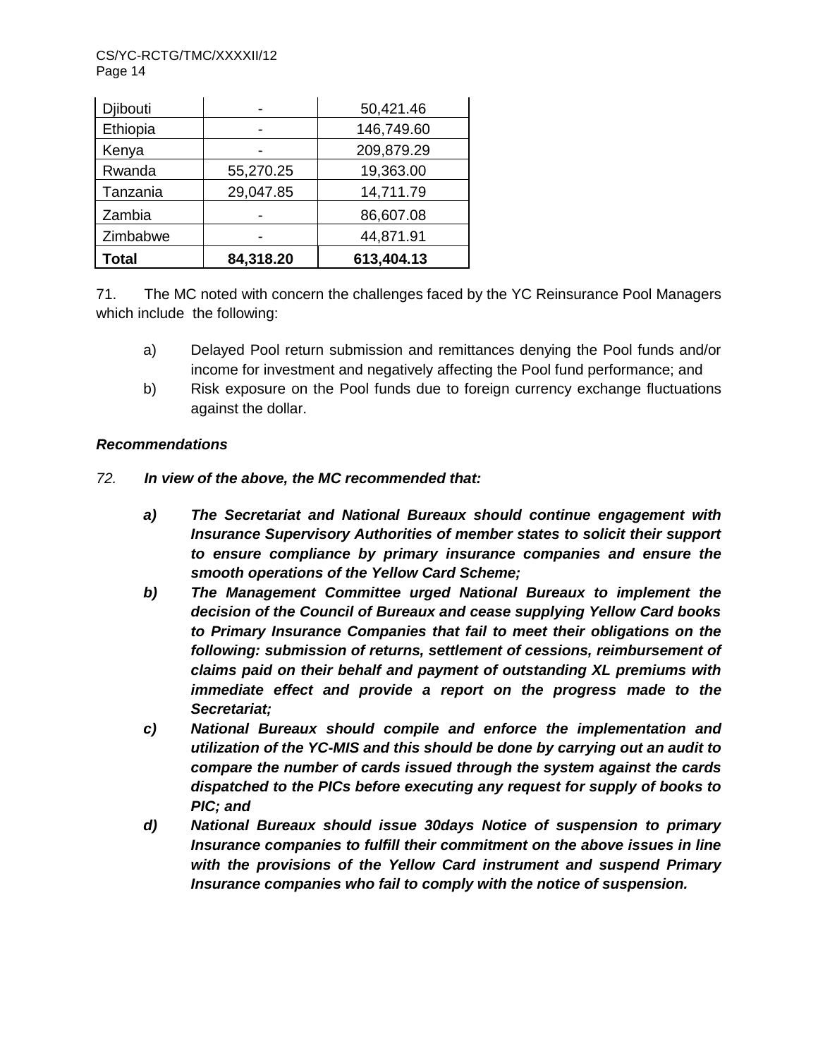| Djibouti | - | 50,421.46 |
|---|---|---|
| Ethiopia | - | 146,749.60 |
| Kenya | - | 209,879.29 |
| Rwanda | 55,270.25 | 19,363.00 |
| Tanzania | 29,047.85 | 14,711.79 |
| Zambia | - | 86,607.08 |
| Zimbabwe | - | 44,871.91 |
| **Total** | **84,318.20** | **613,404.13** |

71. The MC noted with concern the challenges faced by the YC Reinsurance Pool Managers which include the following:

a) Delayed Pool return submission and remittances denying the Pool funds and/or income for investment and negatively affecting the Pool fund performance; and

b) Risk exposure on the Pool funds due to foreign currency exchange fluctuations against the dollar.

***Recommendations***

*72.* ***In view of the above, the MC recommended that:***

***a) The Secretariat and National Bureaux should continue engagement with Insurance Supervisory Authorities of member states to solicit their support to ensure compliance by primary insurance companies and ensure the smooth operations of the Yellow Card Scheme;***

***b) The Management Committee urged National Bureaux to implement the decision of the Council of Bureaux and cease supplying Yellow Card books to Primary Insurance Companies that fail to meet their obligations on the following: submission of returns, settlement of cessions, reimbursement of claims paid on their behalf and payment of outstanding XL premiums with immediate effect and provide a report on the progress made to the Secretariat;***

***c) National Bureaux should compile and enforce the implementation and utilization of the YC-MIS and this should be done by carrying out an audit to compare the number of cards issued through the system against the cards dispatched to the PICs before executing any request for supply of books to PIC; and***

***d) National Bureaux should issue 30days Notice of suspension to primary Insurance companies to fulfill their commitment on the above issues in line with the provisions of the Yellow Card instrument and suspend Primary Insurance companies who fail to comply with the notice of suspension.***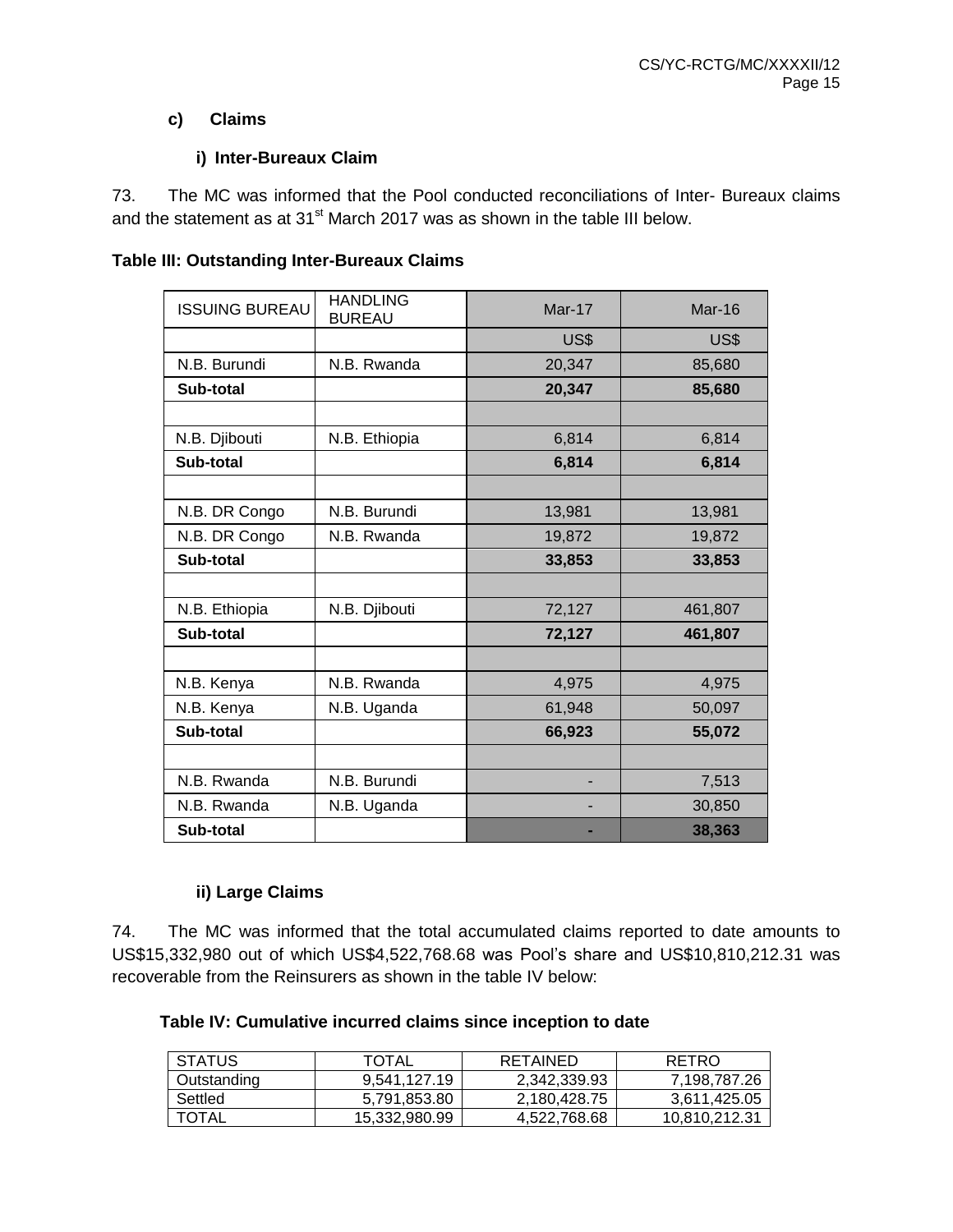### c) Claims

#### i) Inter-Bureaux Claim

73. The MC was informed that the Pool conducted reconciliations of Inter- Bureaux claims and the statement as at 31st March 2017 was as shown in the table III below.

**Table III: Outstanding Inter-Bureaux Claims**

| ISSUING BUREAU | HANDLING BUREAU | Mar-17 | Mar-16 |
|---|---|---|---|
| | | US$ | US$ |
| N.B. Burundi | N.B. Rwanda | 20,347 | 85,680 |
| **Sub-total** | | **20,347** | **85,680** |
| | | | |
| N.B. Djibouti | N.B. Ethiopia | 6,814 | 6,814 |
| **Sub-total** | | **6,814** | **6,814** |
| | | | |
| N.B. DR Congo | N.B. Burundi | 13,981 | 13,981 |
| N.B. DR Congo | N.B. Rwanda | 19,872 | 19,872 |
| **Sub-total** | | **33,853** | **33,853** |
| | | | |
| N.B. Ethiopia | N.B. Djibouti | 72,127 | 461,807 |
| **Sub-total** | | **72,127** | **461,807** |
| | | | |
| N.B. Kenya | N.B. Rwanda | 4,975 | 4,975 |
| N.B. Kenya | N.B. Uganda | 61,948 | 50,097 |
| **Sub-total** | | **66,923** | **55,072** |
| | | | |
| N.B. Rwanda | N.B. Burundi | - | 7,513 |
| N.B. Rwanda | N.B. Uganda | - | 30,850 |
| **Sub-total** | | **-** | **38,363** |

#### ii) Large Claims

74. The MC was informed that the total accumulated claims reported to date amounts to US$15,332,980 out of which US$4,522,768.68 was Pool's share and US$10,810,212.31 was recoverable from the Reinsurers as shown in the table IV below:

**Table IV: Cumulative incurred claims since inception to date**

| STATUS | TOTAL | RETAINED | RETRO |
|---|---|---|---|
| Outstanding | 9,541,127.19 | 2,342,339.93 | 7,198,787.26 |
| Settled | 5,791,853.80 | 2,180,428.75 | 3,611,425.05 |
| TOTAL | 15,332,980.99 | 4,522,768.68 | 10,810,212.31 |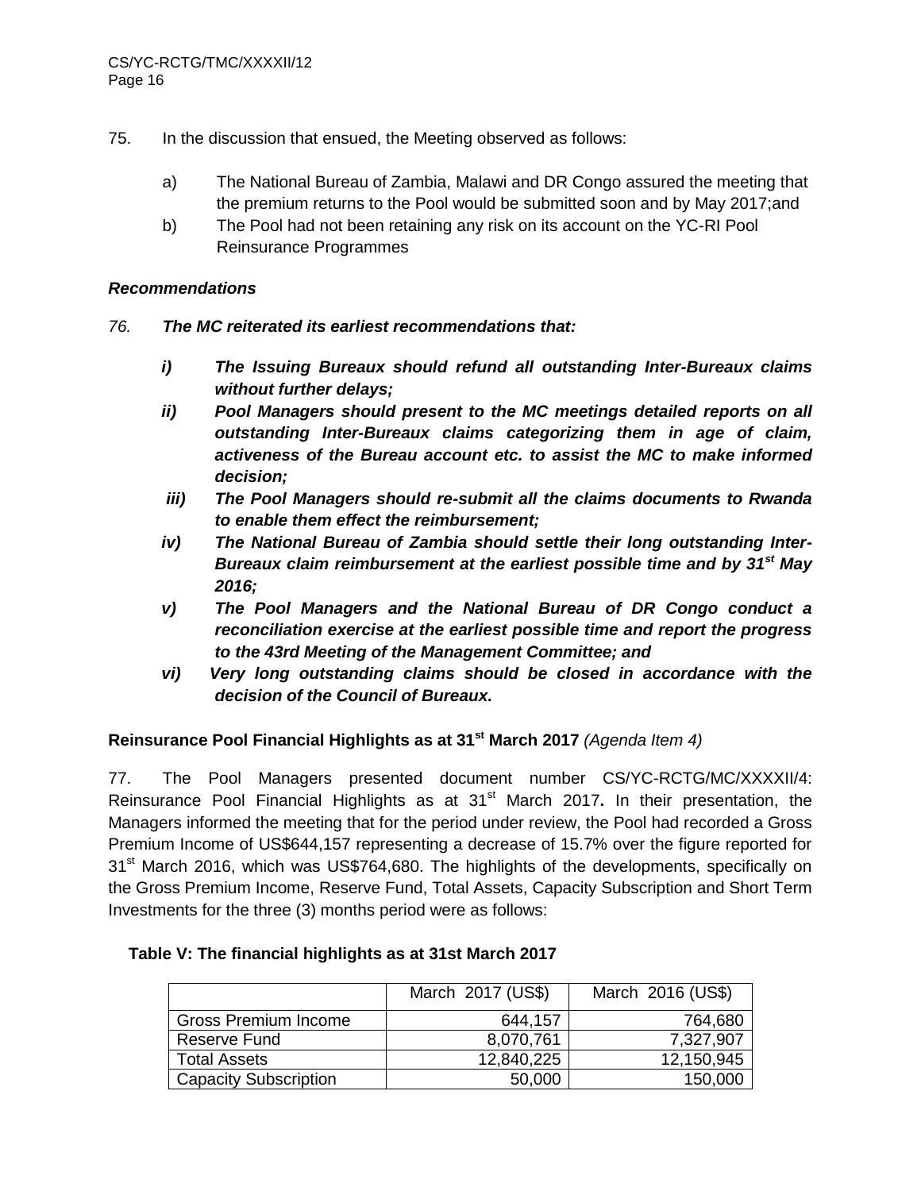75. In the discussion that ensued, the Meeting observed as follows:

a) The National Bureau of Zambia, Malawi and DR Congo assured the meeting that the premium returns to the Pool would be submitted soon and by May 2017;and

b) The Pool had not been retaining any risk on its account on the YC-RI Pool Reinsurance Programmes

***Recommendations***

*76.* ***The MC reiterated its earliest recommendations that:***

***i) The Issuing Bureaux should refund all outstanding Inter-Bureaux claims without further delays;***

***ii) Pool Managers should present to the MC meetings detailed reports on all outstanding Inter-Bureaux claims categorizing them in age of claim, activeness of the Bureau account etc. to assist the MC to make informed decision;***

***iii) The Pool Managers should re-submit all the claims documents to Rwanda to enable them effect the reimbursement;***

***iv) The National Bureau of Zambia should settle their long outstanding Inter-Bureaux claim reimbursement at the earliest possible time and by 31st May 2016;***

***v) The Pool Managers and the National Bureau of DR Congo conduct a reconciliation exercise at the earliest possible time and report the progress to the 43rd Meeting of the Management Committee; and***

***vi) Very long outstanding claims should be closed in accordance with the decision of the Council of Bureaux.***

**Reinsurance Pool Financial Highlights as at 31st March 2017** *(Agenda Item 4)*

77. The Pool Managers presented document number CS/YC-RCTG/MC/XXXXII/4: Reinsurance Pool Financial Highlights as at 31st March 2017**.** In their presentation, the Managers informed the meeting that for the period under review, the Pool had recorded a Gross Premium Income of US$644,157 representing a decrease of 15.7% over the figure reported for 31st March 2016, which was US$764,680. The highlights of the developments, specifically on the Gross Premium Income, Reserve Fund, Total Assets, Capacity Subscription and Short Term Investments for the three (3) months period were as follows:

**Table V: The financial highlights as at 31st March 2017**

| | March 2017 (US$) | March 2016 (US$) |
|---|---|---|
| Gross Premium Income | 644,157 | 764,680 |
| Reserve Fund | 8,070,761 | 7,327,907 |
| Total Assets | 12,840,225 | 12,150,945 |
| Capacity Subscription | 50,000 | 150,000 |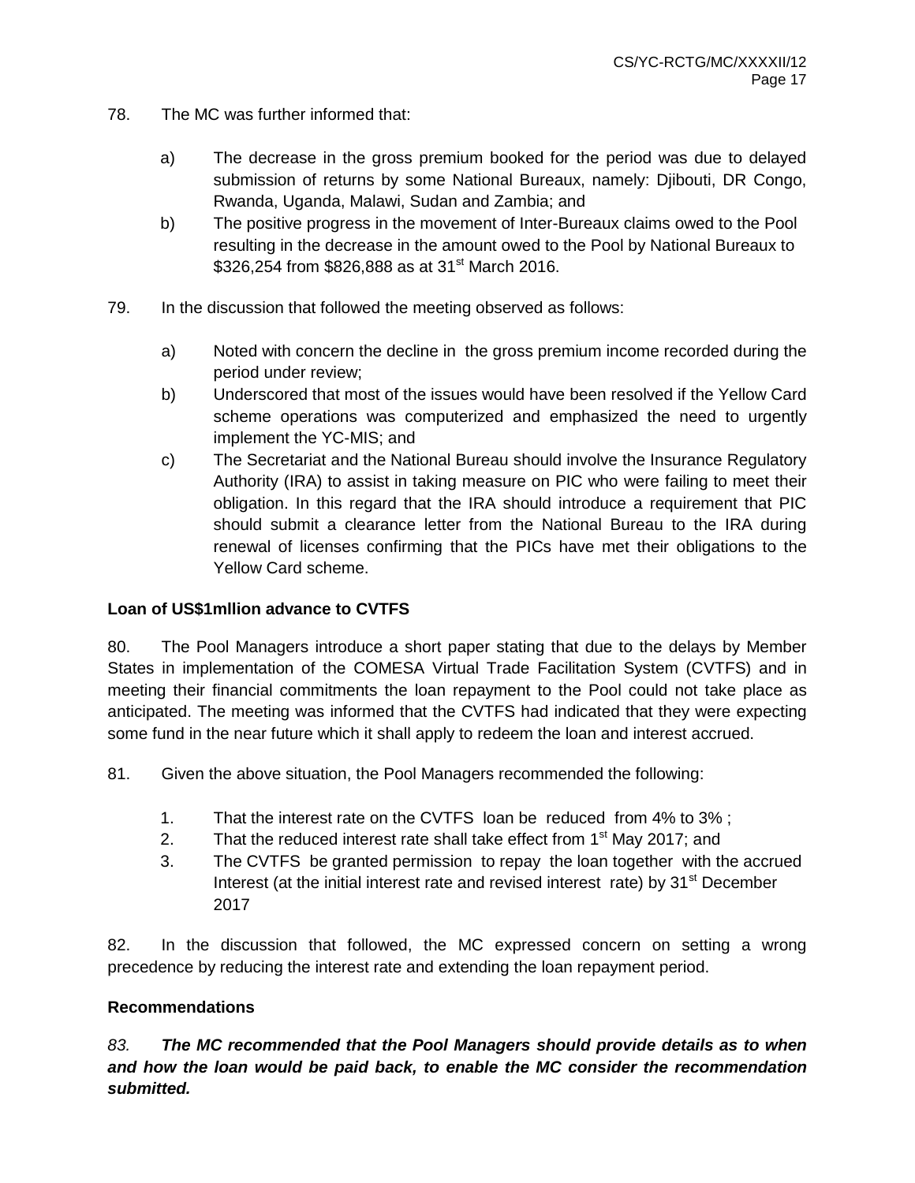78. The MC was further informed that:

   a) The decrease in the gross premium booked for the period was due to delayed submission of returns by some National Bureaux, namely: Djibouti, DR Congo, Rwanda, Uganda, Malawi, Sudan and Zambia; and
   b) The positive progress in the movement of Inter-Bureaux claims owed to the Pool resulting in the decrease in the amount owed to the Pool by National Bureaux to \$326,254 from \$826,888 as at 31st March 2016.

79. In the discussion that followed the meeting observed as follows:

   a) Noted with concern the decline in the gross premium income recorded during the period under review;
   b) Underscored that most of the issues would have been resolved if the Yellow Card scheme operations was computerized and emphasized the need to urgently implement the YC-MIS; and
   c) The Secretariat and the National Bureau should involve the Insurance Regulatory Authority (IRA) to assist in taking measure on PIC who were failing to meet their obligation. In this regard that the IRA should introduce a requirement that PIC should submit a clearance letter from the National Bureau to the IRA during renewal of licenses confirming that the PICs have met their obligations to the Yellow Card scheme.

**Loan of US$1mllion advance to CVTFS**

80. The Pool Managers introduce a short paper stating that due to the delays by Member States in implementation of the COMESA Virtual Trade Facilitation System (CVTFS) and in meeting their financial commitments the loan repayment to the Pool could not take place as anticipated. The meeting was informed that the CVTFS had indicated that they were expecting some fund in the near future which it shall apply to redeem the loan and interest accrued.

81. Given the above situation, the Pool Managers recommended the following:

   1. That the interest rate on the CVTFS loan be reduced from 4% to 3% ;
   2. That the reduced interest rate shall take effect from 1st May 2017; and
   3. The CVTFS be granted permission to repay the loan together with the accrued Interest (at the initial interest rate and revised interest rate) by 31st December 2017

82. In the discussion that followed, the MC expressed concern on setting a wrong precedence by reducing the interest rate and extending the loan repayment period.

**Recommendations**

*83.* ***The MC recommended that the Pool Managers should provide details as to when and how the loan would be paid back, to enable the MC consider the recommendation submitted.***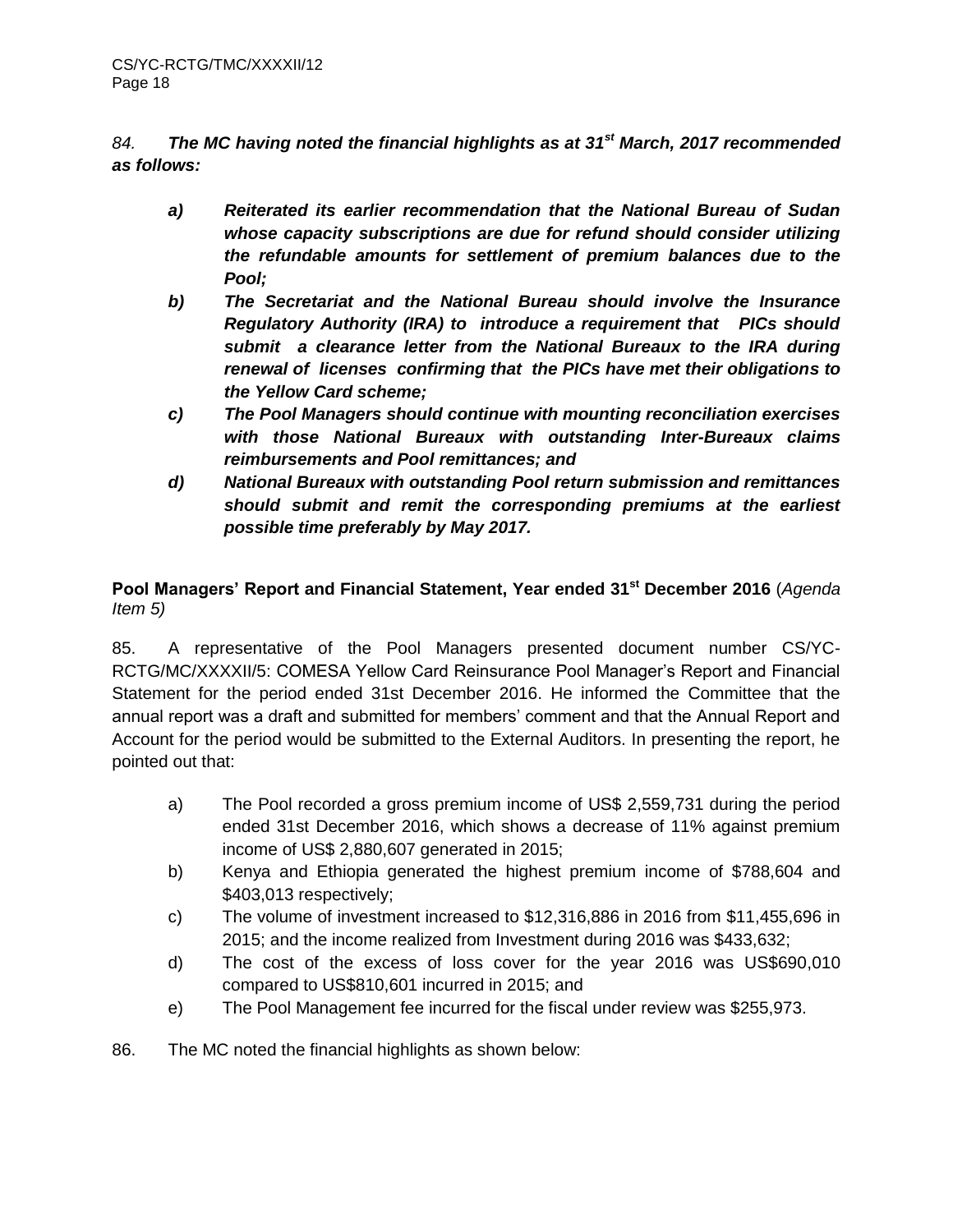*84.* ***The MC having noted the financial highlights as at 31st March, 2017 recommended as follows:***

- ***a)*** ***Reiterated its earlier recommendation that the National Bureau of Sudan whose capacity subscriptions are due for refund should consider utilizing the refundable amounts for settlement of premium balances due to the Pool;***
- ***b)*** ***The Secretariat and the National Bureau should involve the Insurance Regulatory Authority (IRA) to introduce a requirement that PICs should submit a clearance letter from the National Bureaux to the IRA during renewal of licenses confirming that the PICs have met their obligations to the Yellow Card scheme;***
- ***c)*** ***The Pool Managers should continue with mounting reconciliation exercises with those National Bureaux with outstanding Inter-Bureaux claims reimbursements and Pool remittances; and***
- ***d)*** ***National Bureaux with outstanding Pool return submission and remittances should submit and remit the corresponding premiums at the earliest possible time preferably by May 2017.***

**Pool Managers' Report and Financial Statement, Year ended 31st December 2016** (*Agenda Item 5)*

85. A representative of the Pool Managers presented document number CS/YC-RCTG/MC/XXXXII/5: COMESA Yellow Card Reinsurance Pool Manager's Report and Financial Statement for the period ended 31st December 2016. He informed the Committee that the annual report was a draft and submitted for members' comment and that the Annual Report and Account for the period would be submitted to the External Auditors. In presenting the report, he pointed out that:

- a) The Pool recorded a gross premium income of US$ 2,559,731 during the period ended 31st December 2016, which shows a decrease of 11% against premium income of US$ 2,880,607 generated in 2015;
- b) Kenya and Ethiopia generated the highest premium income of $788,604 and $403,013 respectively;
- c) The volume of investment increased to $12,316,886 in 2016 from $11,455,696 in 2015; and the income realized from Investment during 2016 was $433,632;
- d) The cost of the excess of loss cover for the year 2016 was US$690,010 compared to US$810,601 incurred in 2015; and
- e) The Pool Management fee incurred for the fiscal under review was $255,973.

86. The MC noted the financial highlights as shown below: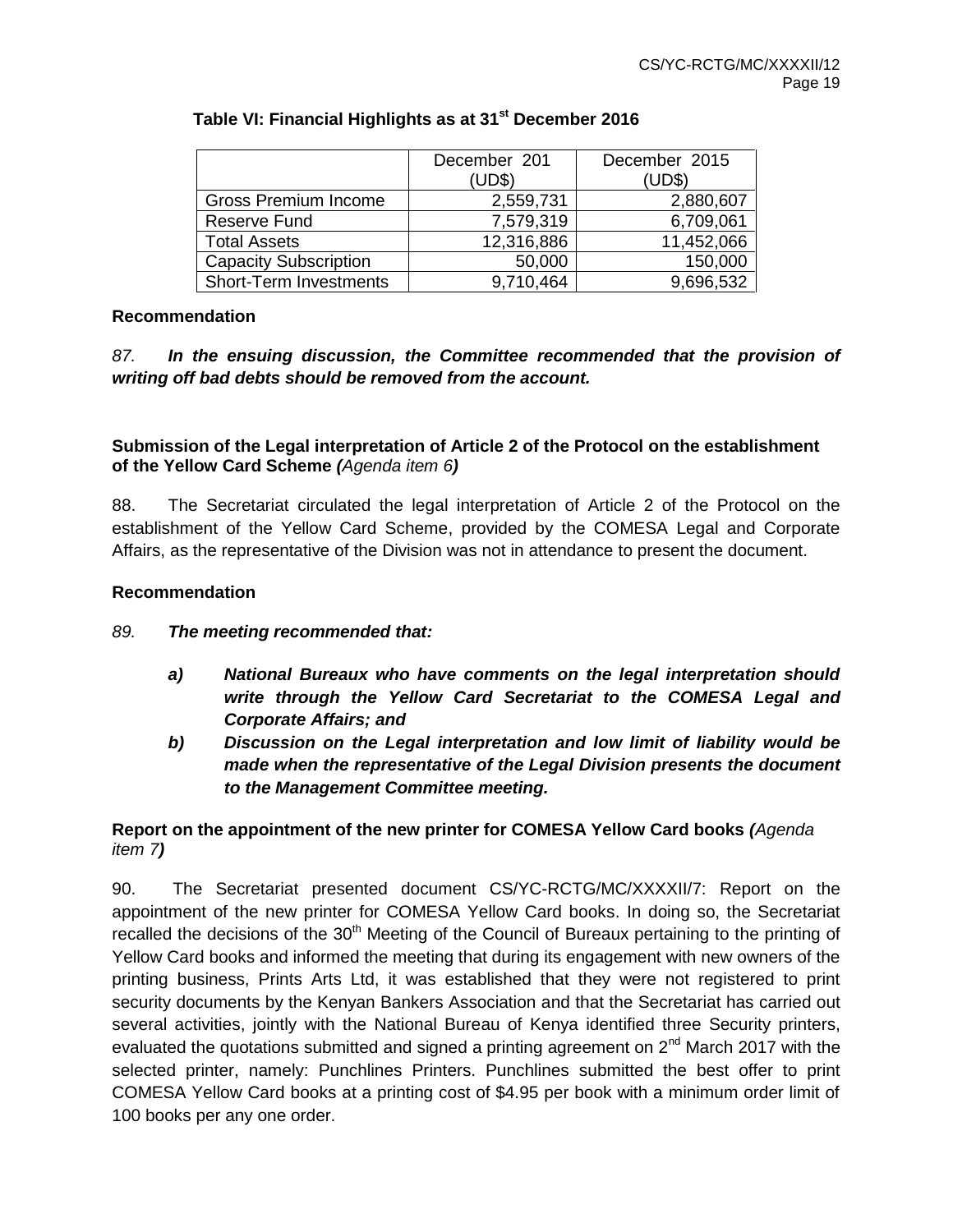**Table VI: Financial Highlights as at 31st December 2016**

| | December 201 (UD$) | December 2015 (UD$) |
|---|---|---|
| Gross Premium Income | 2,559,731 | 2,880,607 |
| Reserve Fund | 7,579,319 | 6,709,061 |
| Total Assets | 12,316,886 | 11,452,066 |
| Capacity Subscription | 50,000 | 150,000 |
| Short-Term Investments | 9,710,464 | 9,696,532 |

**Recommendation**

*87.* ***In the ensuing discussion, the Committee recommended that the provision of writing off bad debts should be removed from the account.***

**Submission of the Legal interpretation of Article 2 of the Protocol on the establishment of the Yellow Card Scheme *(Agenda item 6)***

88. The Secretariat circulated the legal interpretation of Article 2 of the Protocol on the establishment of the Yellow Card Scheme, provided by the COMESA Legal and Corporate Affairs, as the representative of the Division was not in attendance to present the document.

**Recommendation**

*89.* ***The meeting recommended that:***

- ***a) National Bureaux who have comments on the legal interpretation should write through the Yellow Card Secretariat to the COMESA Legal and Corporate Affairs; and***
- ***b) Discussion on the Legal interpretation and low limit of liability would be made when the representative of the Legal Division presents the document to the Management Committee meeting.***

**Report on the appointment of the new printer for COMESA Yellow Card books *(Agenda item 7)***

90. The Secretariat presented document CS/YC-RCTG/MC/XXXXII/7: Report on the appointment of the new printer for COMESA Yellow Card books. In doing so, the Secretariat recalled the decisions of the 30th Meeting of the Council of Bureaux pertaining to the printing of Yellow Card books and informed the meeting that during its engagement with new owners of the printing business, Prints Arts Ltd, it was established that they were not registered to print security documents by the Kenyan Bankers Association and that the Secretariat has carried out several activities, jointly with the National Bureau of Kenya identified three Security printers, evaluated the quotations submitted and signed a printing agreement on 2nd March 2017 with the selected printer, namely: Punchlines Printers. Punchlines submitted the best offer to print COMESA Yellow Card books at a printing cost of $4.95 per book with a minimum order limit of 100 books per any one order.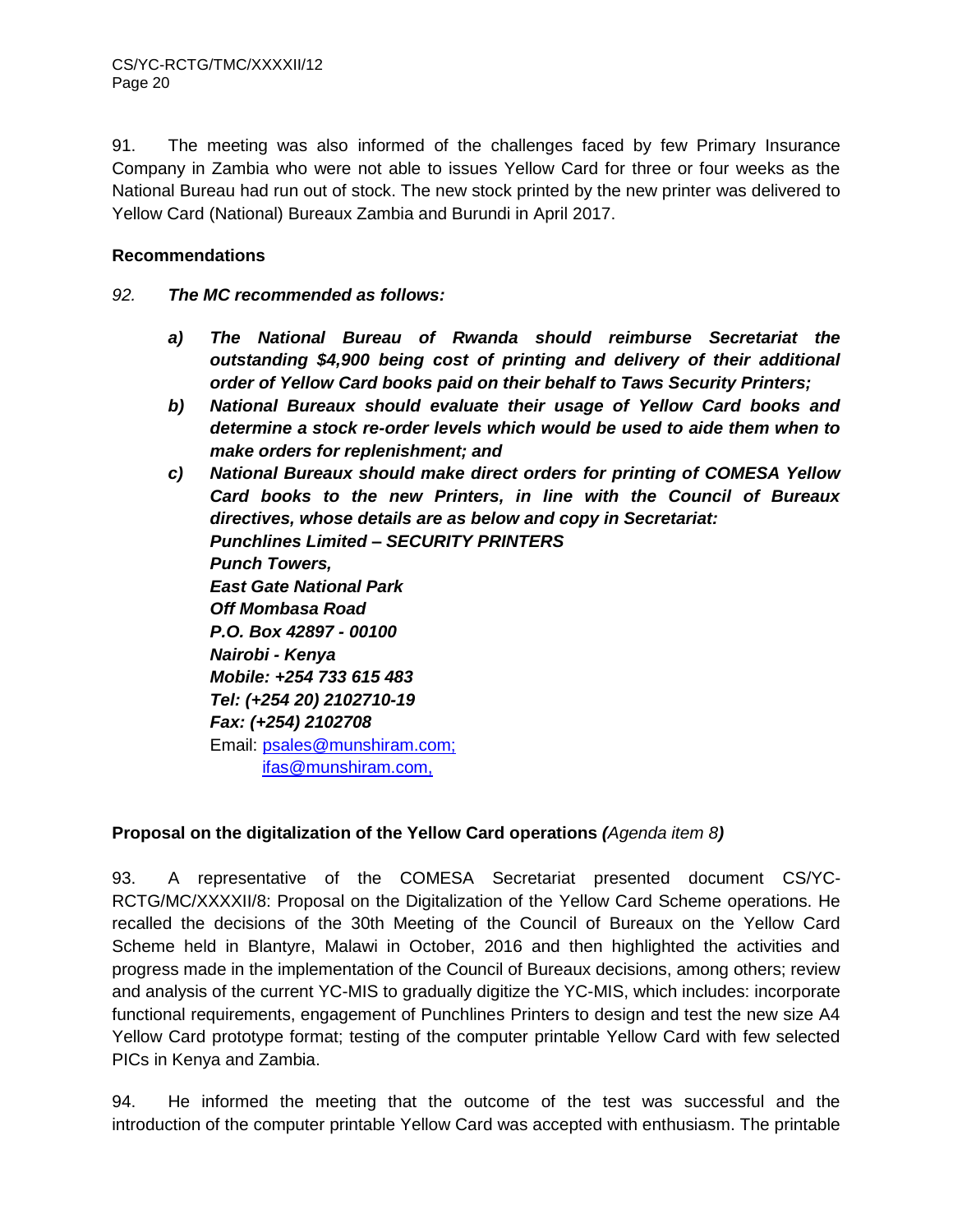91. The meeting was also informed of the challenges faced by few Primary Insurance Company in Zambia who were not able to issues Yellow Card for three or four weeks as the National Bureau had run out of stock. The new stock printed by the new printer was delivered to Yellow Card (National) Bureaux Zambia and Burundi in April 2017.

**Recommendations**

*92.* ***The MC recommended as follows:***

- ***a)*** ***The National Bureau of Rwanda should reimburse Secretariat the outstanding $4,900 being cost of printing and delivery of their additional order of Yellow Card books paid on their behalf to Taws Security Printers;***
- ***b)*** ***National Bureaux should evaluate their usage of Yellow Card books and determine a stock re-order levels which would be used to aide them when to make orders for replenishment; and***
- ***c)*** ***National Bureaux should make direct orders for printing of COMESA Yellow Card books to the new Printers, in line with the Council of Bureaux directives, whose details are as below and copy in Secretariat:***
  ***Punchlines Limited – SECURITY PRINTERS***
  ***Punch Towers,***
  ***East Gate National Park***
  ***Off Mombasa Road***
  ***P.O. Box 42897 - 00100***
  ***Nairobi - Kenya***
  ***Mobile: +254 733 615 483***
  ***Tel: (+254 20) 2102710-19***
  ***Fax: (+254) 2102708***
  Email: psales@munshiram.com;
  ifas@munshiram.com,

**Proposal on the digitalization of the Yellow Card operations *(*** *Agenda item 8* ***)***

93. A representative of the COMESA Secretariat presented document CS/YC-RCTG/MC/XXXXII/8: Proposal on the Digitalization of the Yellow Card Scheme operations. He recalled the decisions of the 30th Meeting of the Council of Bureaux on the Yellow Card Scheme held in Blantyre, Malawi in October, 2016 and then highlighted the activities and progress made in the implementation of the Council of Bureaux decisions, among others; review and analysis of the current YC-MIS to gradually digitize the YC-MIS, which includes: incorporate functional requirements, engagement of Punchlines Printers to design and test the new size A4 Yellow Card prototype format; testing of the computer printable Yellow Card with few selected PICs in Kenya and Zambia.

94. He informed the meeting that the outcome of the test was successful and the introduction of the computer printable Yellow Card was accepted with enthusiasm. The printable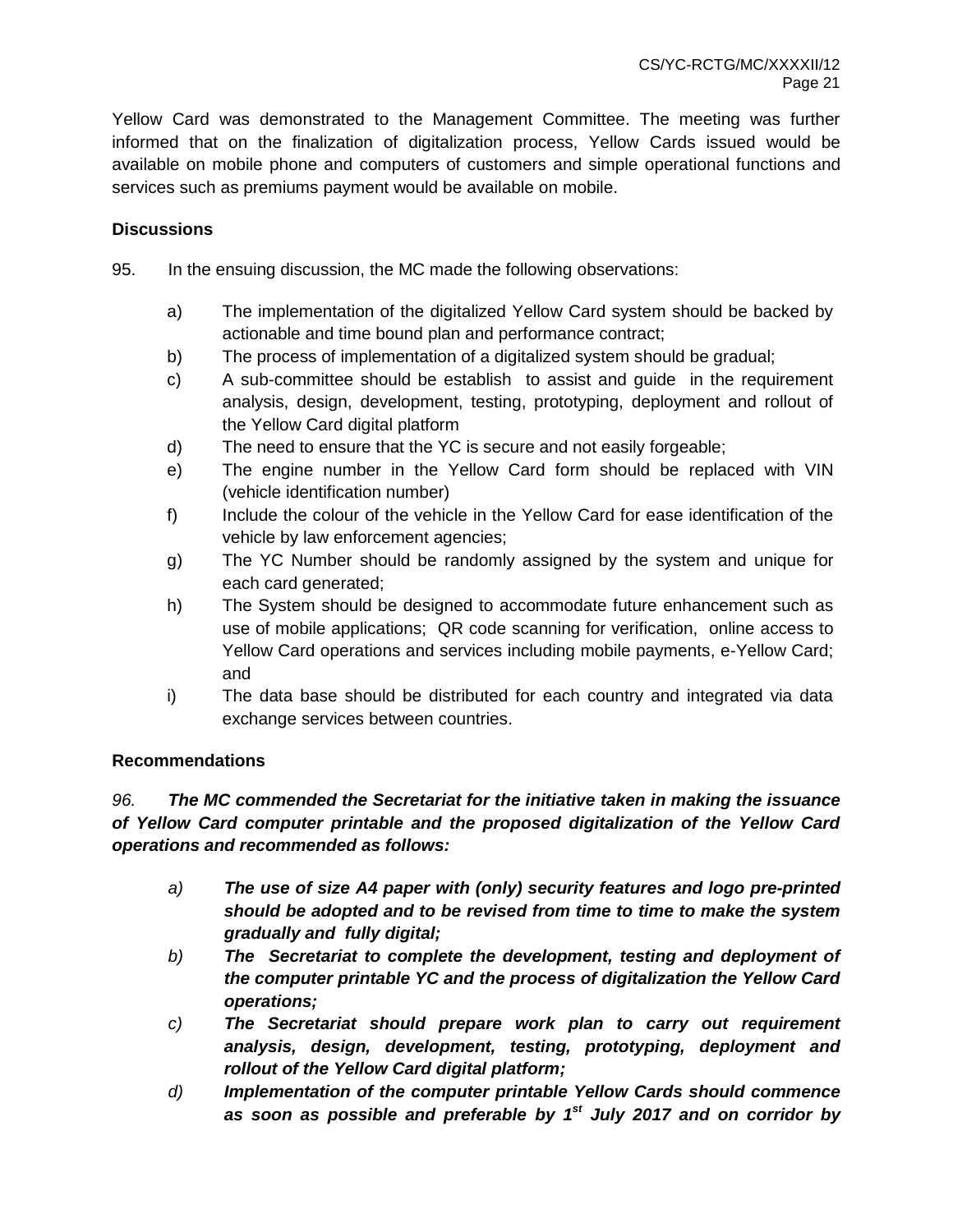Yellow Card was demonstrated to the Management Committee. The meeting was further informed that on the finalization of digitalization process, Yellow Cards issued would be available on mobile phone and computers of customers and simple operational functions and services such as premiums payment would be available on mobile.

**Discussions**

95. In the ensuing discussion, the MC made the following observations:

a) The implementation of the digitalized Yellow Card system should be backed by actionable and time bound plan and performance contract;

b) The process of implementation of a digitalized system should be gradual;

c) A sub-committee should be establish to assist and guide in the requirement analysis, design, development, testing, prototyping, deployment and rollout of the Yellow Card digital platform

d) The need to ensure that the YC is secure and not easily forgeable;

e) The engine number in the Yellow Card form should be replaced with VIN (vehicle identification number)

f) Include the colour of the vehicle in the Yellow Card for ease identification of the vehicle by law enforcement agencies;

g) The YC Number should be randomly assigned by the system and unique for each card generated;

h) The System should be designed to accommodate future enhancement such as use of mobile applications; QR code scanning for verification, online access to Yellow Card operations and services including mobile payments, e-Yellow Card; and

i) The data base should be distributed for each country and integrated via data exchange services between countries.

**Recommendations**

*96.* ***The MC commended the Secretariat for the initiative taken in making the issuance of Yellow Card computer printable and the proposed digitalization of the Yellow Card operations and recommended as follows:***

*a)* ***The use of size A4 paper with (only) security features and logo pre-printed should be adopted and to be revised from time to time to make the system gradually and fully digital;***

*b)* ***The Secretariat to complete the development, testing and deployment of the computer printable YC and the process of digitalization the Yellow Card operations;***

*c)* ***The Secretariat should prepare work plan to carry out requirement analysis, design, development, testing, prototyping, deployment and rollout of the Yellow Card digital platform;***

*d)* ***Implementation of the computer printable Yellow Cards should commence as soon as possible and preferable by 1st July 2017 and on corridor by***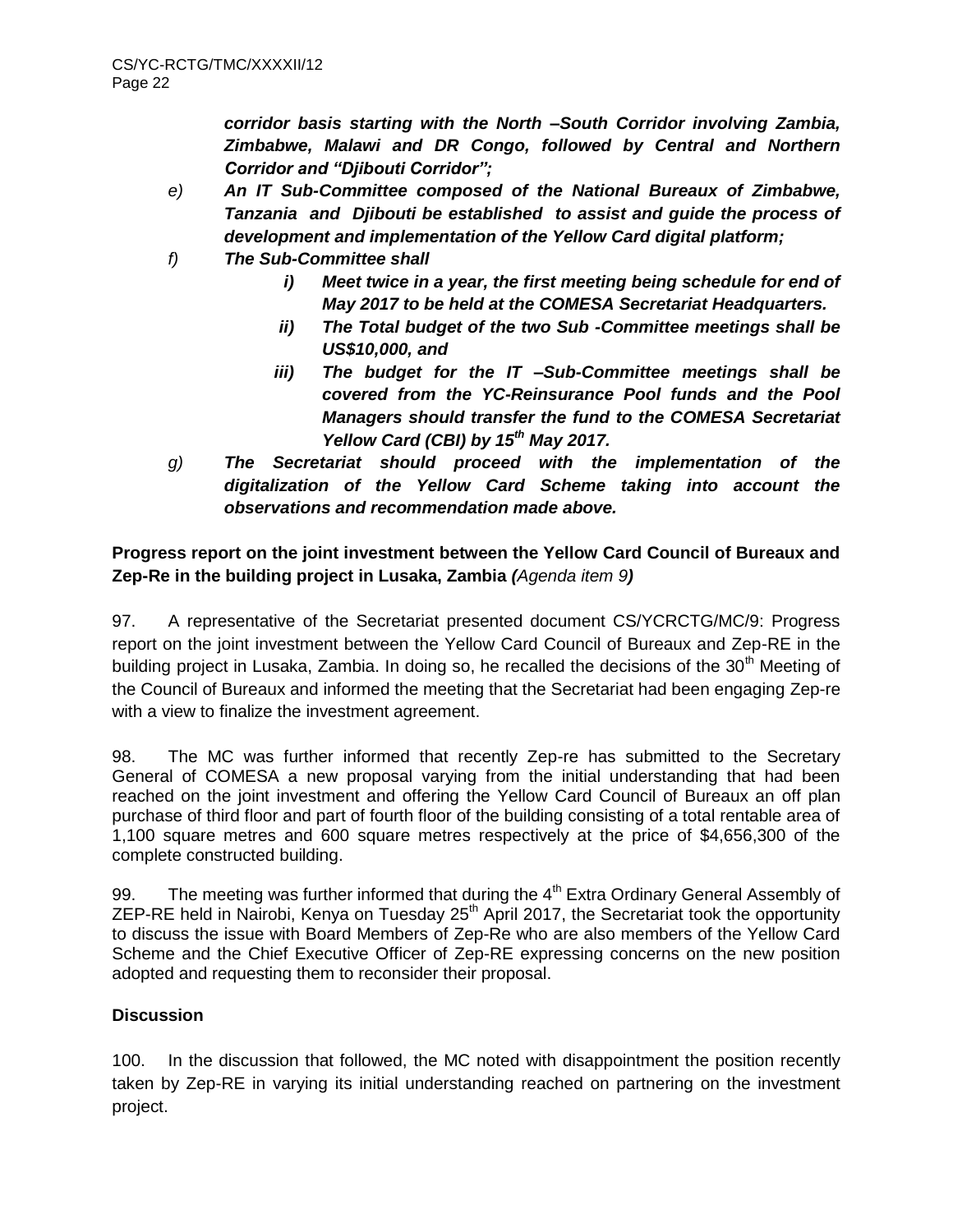***corridor basis starting with the North –South Corridor involving Zambia, Zimbabwe, Malawi and DR Congo, followed by Central and Northern Corridor and "Djibouti Corridor";***

*e)* ***An IT Sub-Committee composed of the National Bureaux of Zimbabwe, Tanzania and Djibouti be established to assist and guide the process of development and implementation of the Yellow Card digital platform;***

*f)* ***The Sub-Committee shall***

- ***i) Meet twice in a year, the first meeting being schedule for end of May 2017 to be held at the COMESA Secretariat Headquarters.***
- ***ii) The Total budget of the two Sub -Committee meetings shall be US$10,000, and***
- ***iii) The budget for the IT –Sub-Committee meetings shall be covered from the YC-Reinsurance Pool funds and the Pool Managers should transfer the fund to the COMESA Secretariat Yellow Card (CBI) by 15th May 2017.***

*g)* ***The Secretariat should proceed with the implementation of the digitalization of the Yellow Card Scheme taking into account the observations and recommendation made above.***

**Progress report on the joint investment between the Yellow Card Council of Bureaux and Zep-Re in the building project in Lusaka, Zambia *(Agenda item 9)***

97. A representative of the Secretariat presented document CS/YCRCTG/MC/9: Progress report on the joint investment between the Yellow Card Council of Bureaux and Zep-RE in the building project in Lusaka, Zambia. In doing so, he recalled the decisions of the 30th Meeting of the Council of Bureaux and informed the meeting that the Secretariat had been engaging Zep-re with a view to finalize the investment agreement.

98. The MC was further informed that recently Zep-re has submitted to the Secretary General of COMESA a new proposal varying from the initial understanding that had been reached on the joint investment and offering the Yellow Card Council of Bureaux an off plan purchase of third floor and part of fourth floor of the building consisting of a total rentable area of 1,100 square metres and 600 square metres respectively at the price of $4,656,300 of the complete constructed building.

99. The meeting was further informed that during the 4th Extra Ordinary General Assembly of ZEP-RE held in Nairobi, Kenya on Tuesday 25th April 2017, the Secretariat took the opportunity to discuss the issue with Board Members of Zep-Re who are also members of the Yellow Card Scheme and the Chief Executive Officer of Zep-RE expressing concerns on the new position adopted and requesting them to reconsider their proposal.

**Discussion**

100. In the discussion that followed, the MC noted with disappointment the position recently taken by Zep-RE in varying its initial understanding reached on partnering on the investment project.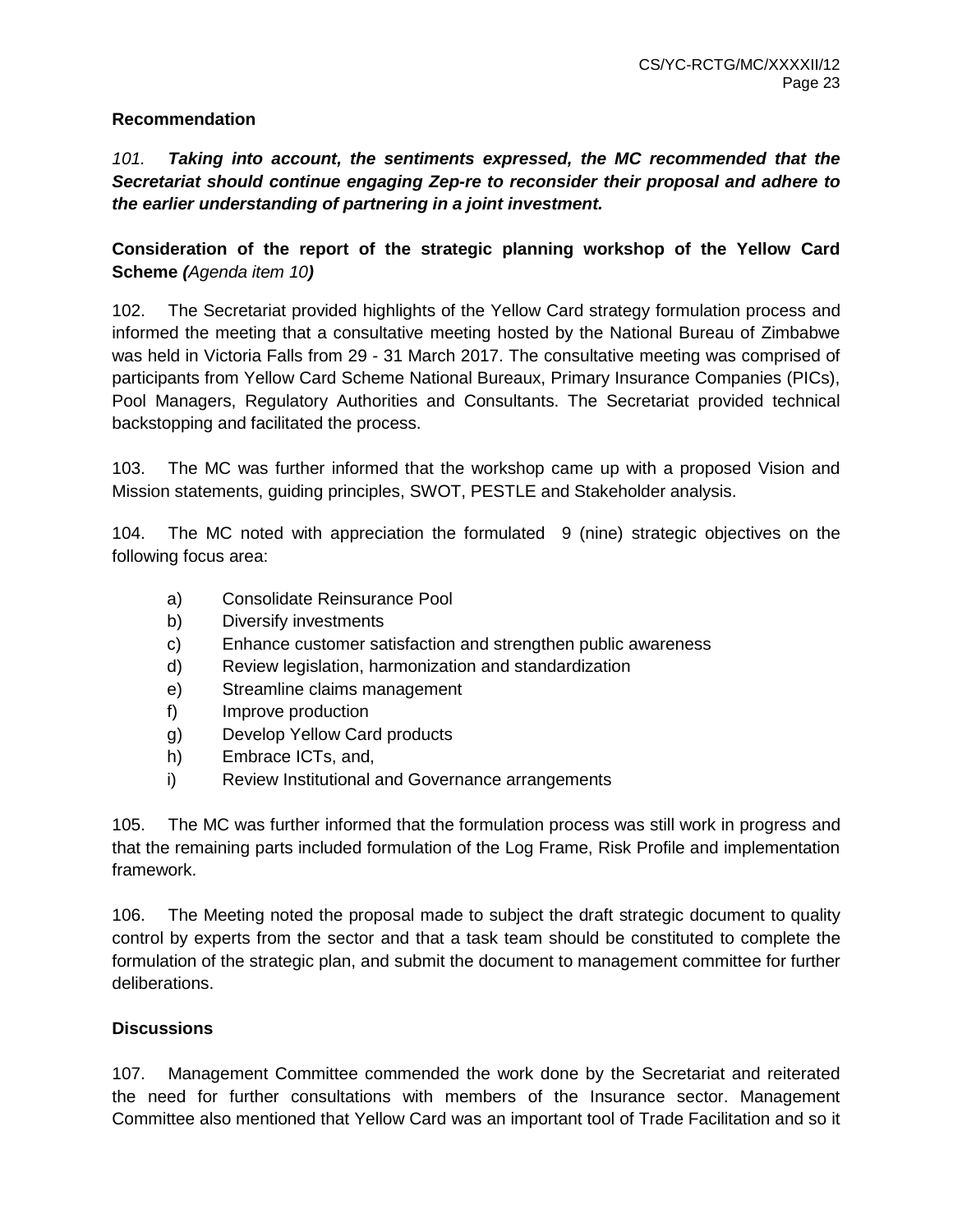**Recommendation**

*101.* ***Taking into account, the sentiments expressed, the MC recommended that the Secretariat should continue engaging Zep-re to reconsider their proposal and adhere to the earlier understanding of partnering in a joint investment.***

**Consideration of the report of the strategic planning workshop of the Yellow Card Scheme *(Agenda item 10)***

102. The Secretariat provided highlights of the Yellow Card strategy formulation process and informed the meeting that a consultative meeting hosted by the National Bureau of Zimbabwe was held in Victoria Falls from 29 - 31 March 2017. The consultative meeting was comprised of participants from Yellow Card Scheme National Bureaux, Primary Insurance Companies (PICs), Pool Managers, Regulatory Authorities and Consultants. The Secretariat provided technical backstopping and facilitated the process.

103. The MC was further informed that the workshop came up with a proposed Vision and Mission statements, guiding principles, SWOT, PESTLE and Stakeholder analysis.

104. The MC noted with appreciation the formulated 9 (nine) strategic objectives on the following focus area:

a) Consolidate Reinsurance Pool
b) Diversify investments
c) Enhance customer satisfaction and strengthen public awareness
d) Review legislation, harmonization and standardization
e) Streamline claims management
f) Improve production
g) Develop Yellow Card products
h) Embrace ICTs, and,
i) Review Institutional and Governance arrangements

105. The MC was further informed that the formulation process was still work in progress and that the remaining parts included formulation of the Log Frame, Risk Profile and implementation framework.

106. The Meeting noted the proposal made to subject the draft strategic document to quality control by experts from the sector and that a task team should be constituted to complete the formulation of the strategic plan, and submit the document to management committee for further deliberations.

**Discussions**

107. Management Committee commended the work done by the Secretariat and reiterated the need for further consultations with members of the Insurance sector. Management Committee also mentioned that Yellow Card was an important tool of Trade Facilitation and so it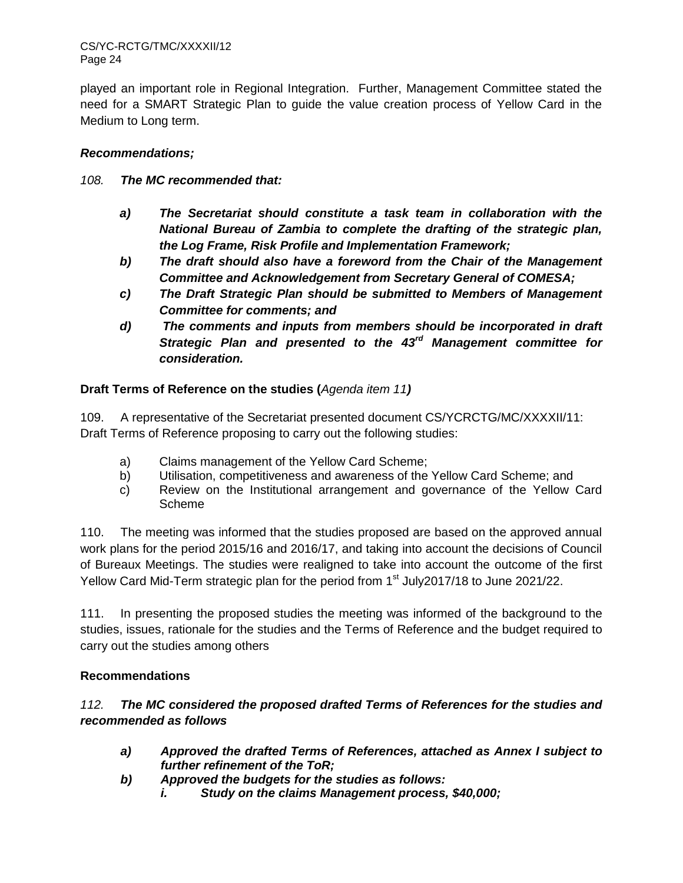played an important role in Regional Integration. Further, Management Committee stated the need for a SMART Strategic Plan to guide the value creation process of Yellow Card in the Medium to Long term.

***Recommendations;***

*108.* ***The MC recommended that:***

- ***a) The Secretariat should constitute a task team in collaboration with the National Bureau of Zambia to complete the drafting of the strategic plan, the Log Frame, Risk Profile and Implementation Framework;***
- ***b) The draft should also have a foreword from the Chair of the Management Committee and Acknowledgement from Secretary General of COMESA;***
- ***c) The Draft Strategic Plan should be submitted to Members of Management Committee for comments; and***
- ***d) The comments and inputs from members should be incorporated in draft Strategic Plan and presented to the 43rd Management committee for consideration.***

**Draft Terms of Reference on the studies (***Agenda item 11***)**

109. A representative of the Secretariat presented document CS/YCRCTG/MC/XXXXII/11: Draft Terms of Reference proposing to carry out the following studies:

- a) Claims management of the Yellow Card Scheme;
- b) Utilisation, competitiveness and awareness of the Yellow Card Scheme; and
- c) Review on the Institutional arrangement and governance of the Yellow Card Scheme

110. The meeting was informed that the studies proposed are based on the approved annual work plans for the period 2015/16 and 2016/17, and taking into account the decisions of Council of Bureaux Meetings. The studies were realigned to take into account the outcome of the first Yellow Card Mid-Term strategic plan for the period from 1st July2017/18 to June 2021/22.

111. In presenting the proposed studies the meeting was informed of the background to the studies, issues, rationale for the studies and the Terms of Reference and the budget required to carry out the studies among others

**Recommendations**

*112.* ***The MC considered the proposed drafted Terms of References for the studies and recommended as follows***

- ***a) Approved the drafted Terms of References, attached as Annex I subject to further refinement of the ToR;***
- ***b) Approved the budgets for the studies as follows:***
  - ***i. Study on the claims Management process, $40,000;***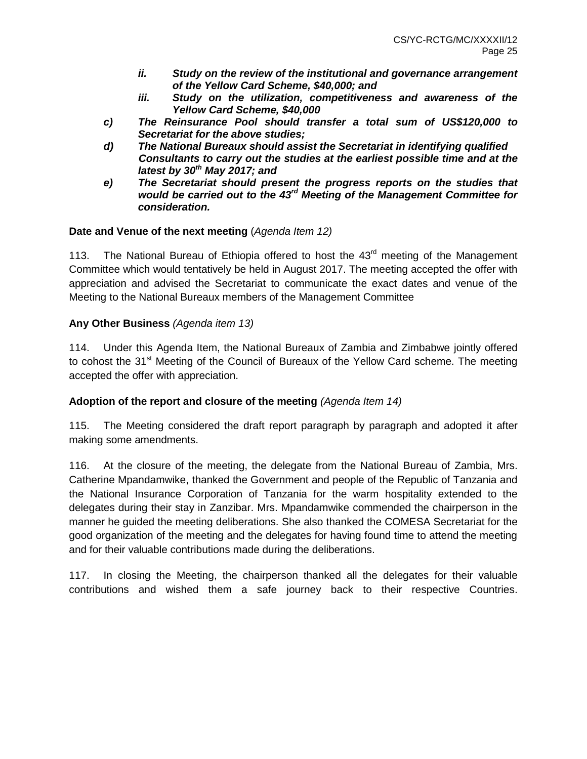***ii. Study on the review of the institutional and governance arrangement of the Yellow Card Scheme, \$40,000; and***

***iii. Study on the utilization, competitiveness and awareness of the Yellow Card Scheme, \$40,000***

***c) The Reinsurance Pool should transfer a total sum of US\$120,000 to Secretariat for the above studies;***

***d) The National Bureaux should assist the Secretariat in identifying qualified Consultants to carry out the studies at the earliest possible time and at the latest by 30th May 2017; and***

***e) The Secretariat should present the progress reports on the studies that would be carried out to the 43rd Meeting of the Management Committee for consideration.***

**Date and Venue of the next meeting** (*Agenda Item 12)*

113. The National Bureau of Ethiopia offered to host the 43rd meeting of the Management Committee which would tentatively be held in August 2017. The meeting accepted the offer with appreciation and advised the Secretariat to communicate the exact dates and venue of the Meeting to the National Bureaux members of the Management Committee

**Any Other Business** *(Agenda item 13)*

114. Under this Agenda Item, the National Bureaux of Zambia and Zimbabwe jointly offered to cohost the 31st Meeting of the Council of Bureaux of the Yellow Card scheme. The meeting accepted the offer with appreciation.

**Adoption of the report and closure of the meeting** *(Agenda Item 14)*

115. The Meeting considered the draft report paragraph by paragraph and adopted it after making some amendments.

116. At the closure of the meeting, the delegate from the National Bureau of Zambia, Mrs. Catherine Mpandamwike, thanked the Government and people of the Republic of Tanzania and the National Insurance Corporation of Tanzania for the warm hospitality extended to the delegates during their stay in Zanzibar. Mrs. Mpandamwike commended the chairperson in the manner he guided the meeting deliberations. She also thanked the COMESA Secretariat for the good organization of the meeting and the delegates for having found time to attend the meeting and for their valuable contributions made during the deliberations.

117. In closing the Meeting, the chairperson thanked all the delegates for their valuable contributions and wished them a safe journey back to their respective Countries.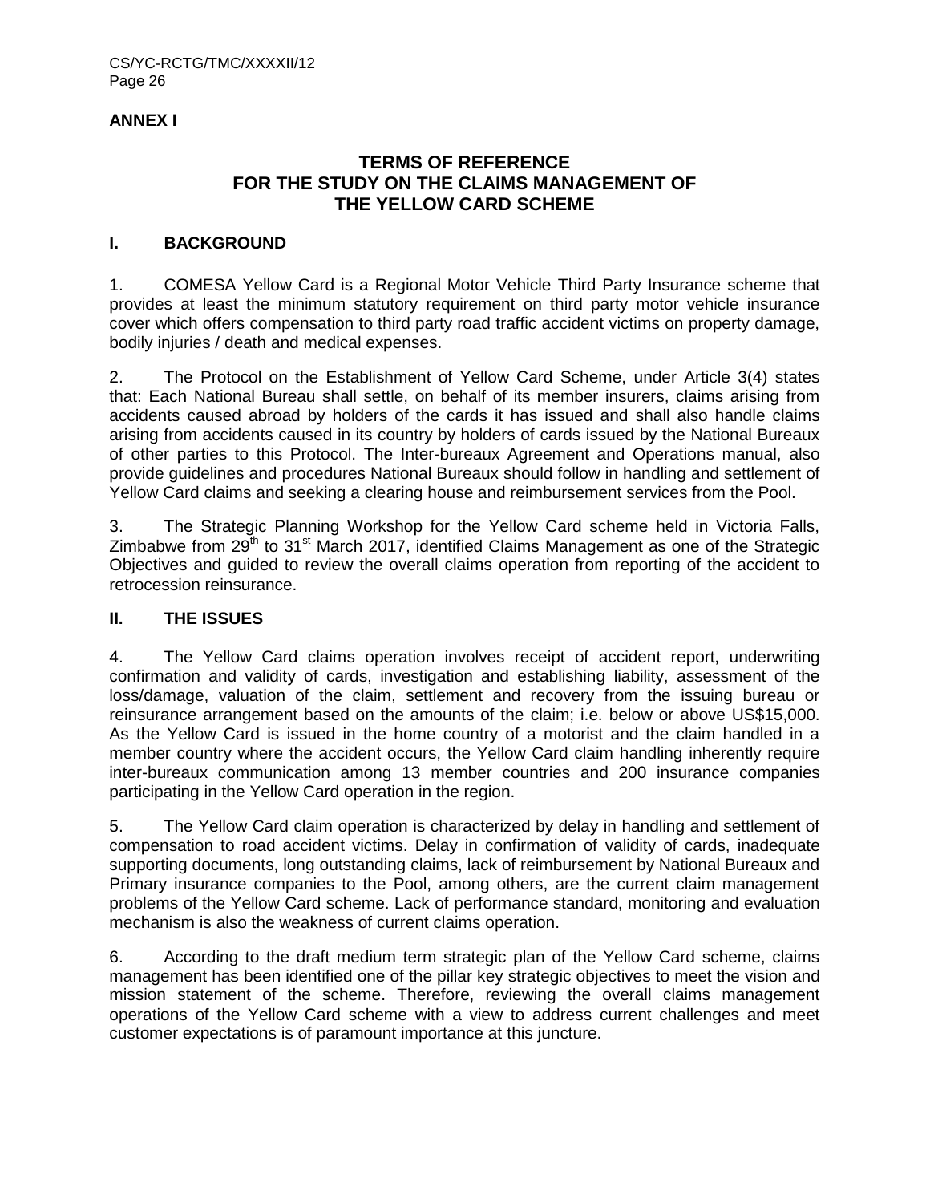**ANNEX I**

# TERMS OF REFERENCE FOR THE STUDY ON THE CLAIMS MANAGEMENT OF THE YELLOW CARD SCHEME

## I. BACKGROUND

1. COMESA Yellow Card is a Regional Motor Vehicle Third Party Insurance scheme that provides at least the minimum statutory requirement on third party motor vehicle insurance cover which offers compensation to third party road traffic accident victims on property damage, bodily injuries / death and medical expenses.

2. The Protocol on the Establishment of Yellow Card Scheme, under Article 3(4) states that: Each National Bureau shall settle, on behalf of its member insurers, claims arising from accidents caused abroad by holders of the cards it has issued and shall also handle claims arising from accidents caused in its country by holders of cards issued by the National Bureaux of other parties to this Protocol. The Inter-bureaux Agreement and Operations manual, also provide guidelines and procedures National Bureaux should follow in handling and settlement of Yellow Card claims and seeking a clearing house and reimbursement services from the Pool.

3. The Strategic Planning Workshop for the Yellow Card scheme held in Victoria Falls, Zimbabwe from 29th to 31st March 2017, identified Claims Management as one of the Strategic Objectives and guided to review the overall claims operation from reporting of the accident to retrocession reinsurance.

## II. THE ISSUES

4. The Yellow Card claims operation involves receipt of accident report, underwriting confirmation and validity of cards, investigation and establishing liability, assessment of the loss/damage, valuation of the claim, settlement and recovery from the issuing bureau or reinsurance arrangement based on the amounts of the claim; i.e. below or above US$15,000. As the Yellow Card is issued in the home country of a motorist and the claim handled in a member country where the accident occurs, the Yellow Card claim handling inherently require inter-bureaux communication among 13 member countries and 200 insurance companies participating in the Yellow Card operation in the region.

5. The Yellow Card claim operation is characterized by delay in handling and settlement of compensation to road accident victims. Delay in confirmation of validity of cards, inadequate supporting documents, long outstanding claims, lack of reimbursement by National Bureaux and Primary insurance companies to the Pool, among others, are the current claim management problems of the Yellow Card scheme. Lack of performance standard, monitoring and evaluation mechanism is also the weakness of current claims operation.

6. According to the draft medium term strategic plan of the Yellow Card scheme, claims management has been identified one of the pillar key strategic objectives to meet the vision and mission statement of the scheme. Therefore, reviewing the overall claims management operations of the Yellow Card scheme with a view to address current challenges and meet customer expectations is of paramount importance at this juncture.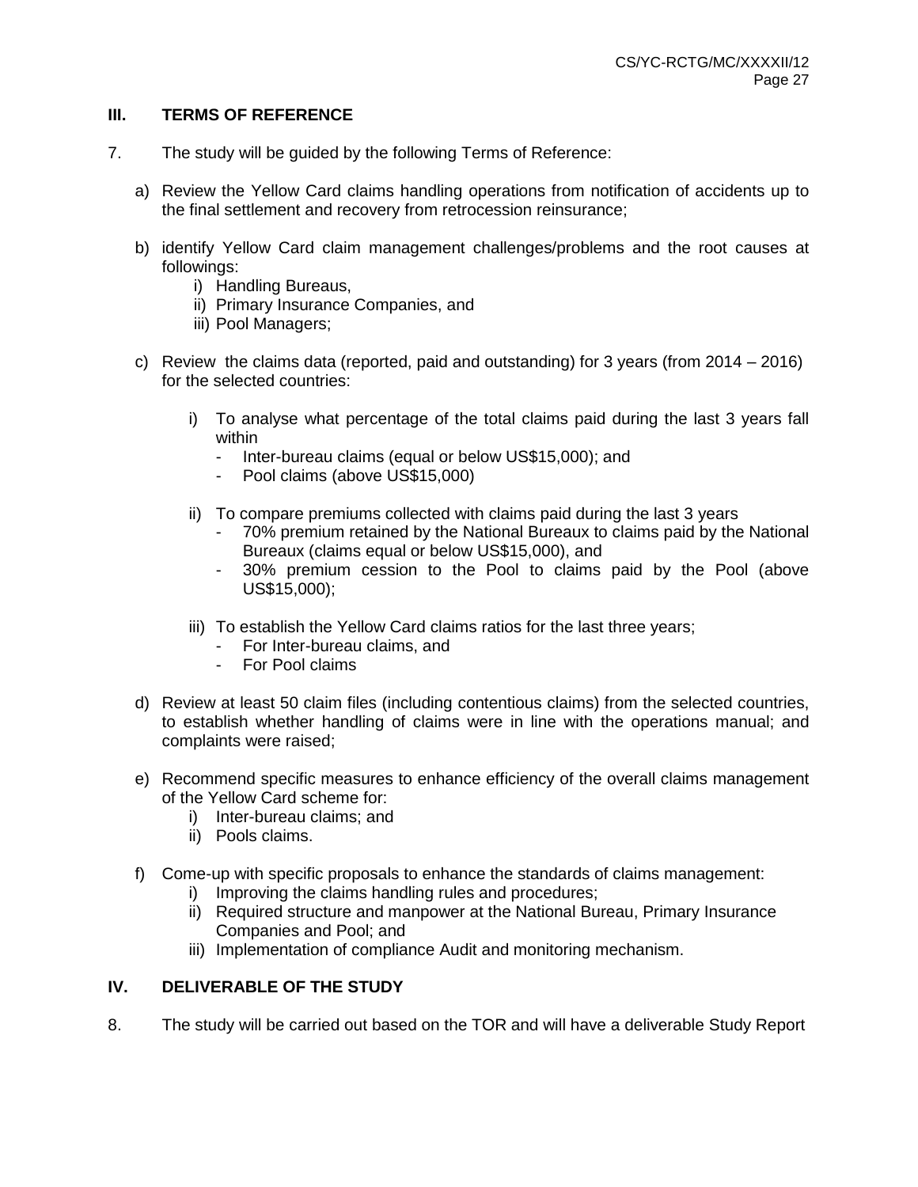## III. TERMS OF REFERENCE

7. The study will be guided by the following Terms of Reference:

   a) Review the Yellow Card claims handling operations from notification of accidents up to the final settlement and recovery from retrocession reinsurance;

   b) identify Yellow Card claim management challenges/problems and the root causes at followings:
      i) Handling Bureaus,
      ii) Primary Insurance Companies, and
      iii) Pool Managers;

   c) Review the claims data (reported, paid and outstanding) for 3 years (from 2014 – 2016) for the selected countries:

      i) To analyse what percentage of the total claims paid during the last 3 years fall within
         - Inter-bureau claims (equal or below US$15,000); and
         - Pool claims (above US$15,000)

      ii) To compare premiums collected with claims paid during the last 3 years
         - 70% premium retained by the National Bureaux to claims paid by the National Bureaux (claims equal or below US$15,000), and
         - 30% premium cession to the Pool to claims paid by the Pool (above US$15,000);

      iii) To establish the Yellow Card claims ratios for the last three years;
         - For Inter-bureau claims, and
         - For Pool claims

   d) Review at least 50 claim files (including contentious claims) from the selected countries, to establish whether handling of claims were in line with the operations manual; and complaints were raised;

   e) Recommend specific measures to enhance efficiency of the overall claims management of the Yellow Card scheme for:
      i) Inter-bureau claims; and
      ii) Pools claims.

   f) Come-up with specific proposals to enhance the standards of claims management:
      i) Improving the claims handling rules and procedures;
      ii) Required structure and manpower at the National Bureau, Primary Insurance Companies and Pool; and
      iii) Implementation of compliance Audit and monitoring mechanism.

## IV. DELIVERABLE OF THE STUDY

8. The study will be carried out based on the TOR and will have a deliverable Study Report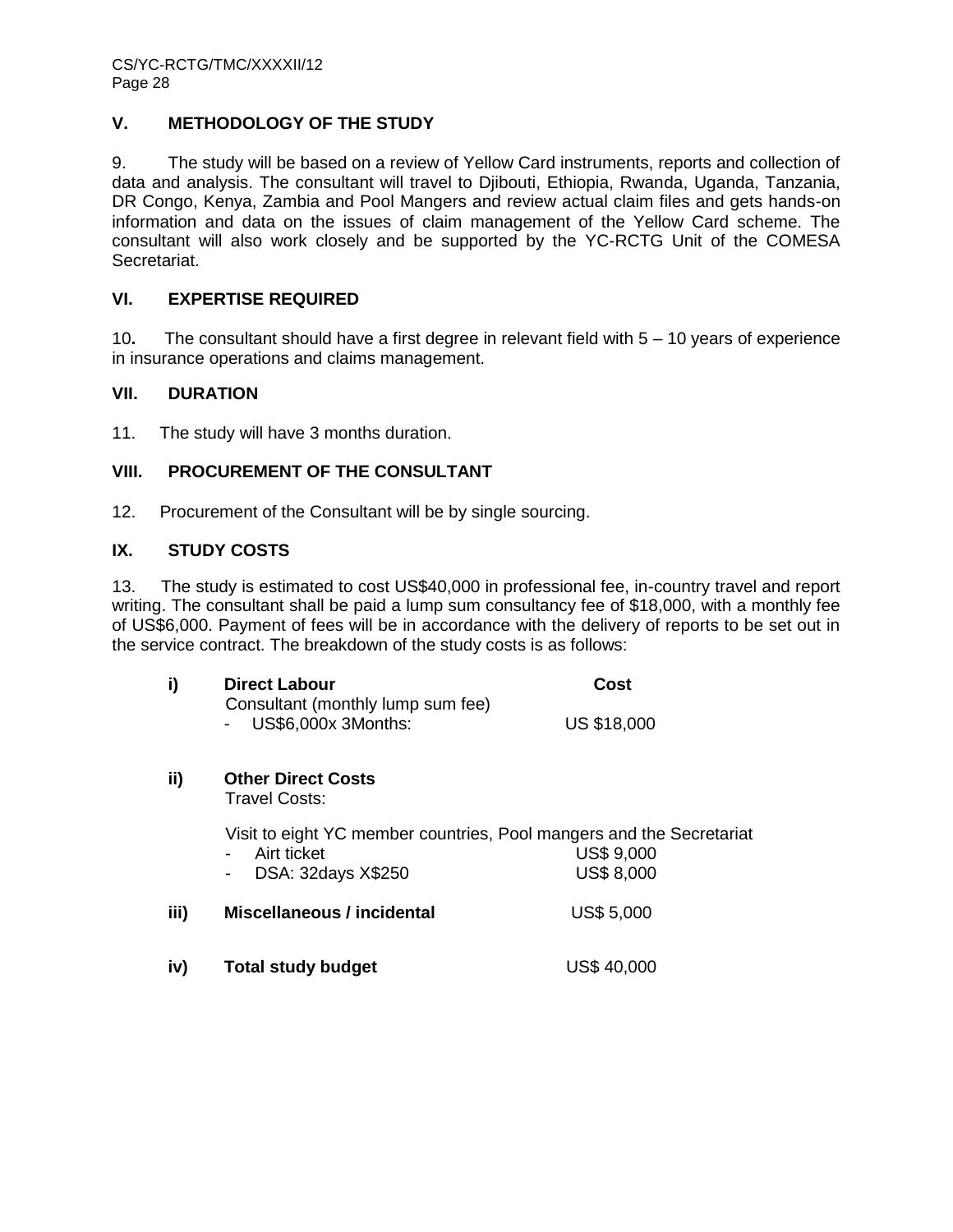## V. METHODOLOGY OF THE STUDY

9. The study will be based on a review of Yellow Card instruments, reports and collection of data and analysis. The consultant will travel to Djibouti, Ethiopia, Rwanda, Uganda, Tanzania, DR Congo, Kenya, Zambia and Pool Mangers and review actual claim files and gets hands-on information and data on the issues of claim management of the Yellow Card scheme. The consultant will also work closely and be supported by the YC-RCTG Unit of the COMESA Secretariat.

## VI. EXPERTISE REQUIRED

10**.** The consultant should have a first degree in relevant field with 5 – 10 years of experience in insurance operations and claims management.

## VII. DURATION

11. The study will have 3 months duration.

## VIII. PROCUREMENT OF THE CONSULTANT

12. Procurement of the Consultant will be by single sourcing.

## IX. STUDY COSTS

13. The study is estimated to cost US$40,000 in professional fee, in-country travel and report writing. The consultant shall be paid a lump sum consultancy fee of $18,000, with a monthly fee of US$6,000. Payment of fees will be in accordance with the delivery of reports to be set out in the service contract. The breakdown of the study costs is as follows:

| | | |
|---|---|---|
| **i)** | **Direct Labour** | **Cost** |
| | Consultant (monthly lump sum fee) | |
| | - US$6,000x 3Months: | US $18,000 |
| **ii)** | **Other Direct Costs** | |
| | Travel Costs: | |
| | Visit to eight YC member countries, Pool mangers and the Secretariat | |
| | - Airt ticket | US$ 9,000 |
| | - DSA: 32days X$250 | US$ 8,000 |
| **iii)** | **Miscellaneous / incidental** | US$ 5,000 |
| **iv)** | **Total study budget** | US$ 40,000 |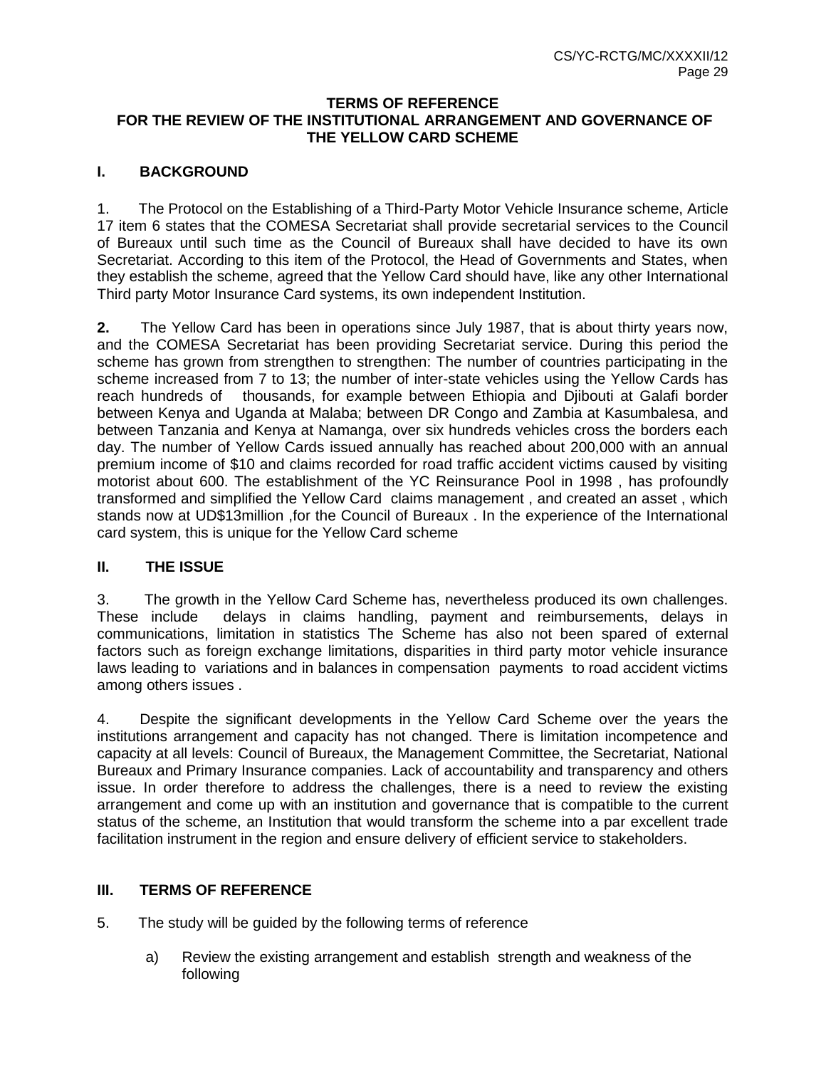**TERMS OF REFERENCE**
**FOR THE REVIEW OF THE INSTITUTIONAL ARRANGEMENT AND GOVERNANCE OF THE YELLOW CARD SCHEME**

## I. BACKGROUND

1. The Protocol on the Establishing of a Third-Party Motor Vehicle Insurance scheme, Article 17 item 6 states that the COMESA Secretariat shall provide secretarial services to the Council of Bureaux until such time as the Council of Bureaux shall have decided to have its own Secretariat. According to this item of the Protocol, the Head of Governments and States, when they establish the scheme, agreed that the Yellow Card should have, like any other International Third party Motor Insurance Card systems, its own independent Institution.

**2.** The Yellow Card has been in operations since July 1987, that is about thirty years now, and the COMESA Secretariat has been providing Secretariat service. During this period the scheme has grown from strengthen to strengthen: The number of countries participating in the scheme increased from 7 to 13; the number of inter-state vehicles using the Yellow Cards has reach hundreds of thousands, for example between Ethiopia and Djibouti at Galafi border between Kenya and Uganda at Malaba; between DR Congo and Zambia at Kasumbalesa, and between Tanzania and Kenya at Namanga, over six hundreds vehicles cross the borders each day. The number of Yellow Cards issued annually has reached about 200,000 with an annual premium income of $10 and claims recorded for road traffic accident victims caused by visiting motorist about 600. The establishment of the YC Reinsurance Pool in 1998 , has profoundly transformed and simplified the Yellow Card claims management , and created an asset , which stands now at UD$13million ,for the Council of Bureaux . In the experience of the International card system, this is unique for the Yellow Card scheme

## II. THE ISSUE

3. The growth in the Yellow Card Scheme has, nevertheless produced its own challenges. These include delays in claims handling, payment and reimbursements, delays in communications, limitation in statistics The Scheme has also not been spared of external factors such as foreign exchange limitations, disparities in third party motor vehicle insurance laws leading to variations and in balances in compensation payments to road accident victims among others issues .

4. Despite the significant developments in the Yellow Card Scheme over the years the institutions arrangement and capacity has not changed. There is limitation incompetence and capacity at all levels: Council of Bureaux, the Management Committee, the Secretariat, National Bureaux and Primary Insurance companies. Lack of accountability and transparency and others issue. In order therefore to address the challenges, there is a need to review the existing arrangement and come up with an institution and governance that is compatible to the current status of the scheme, an Institution that would transform the scheme into a par excellent trade facilitation instrument in the region and ensure delivery of efficient service to stakeholders.

## III. TERMS OF REFERENCE

5. The study will be guided by the following terms of reference

   a) Review the existing arrangement and establish strength and weakness of the following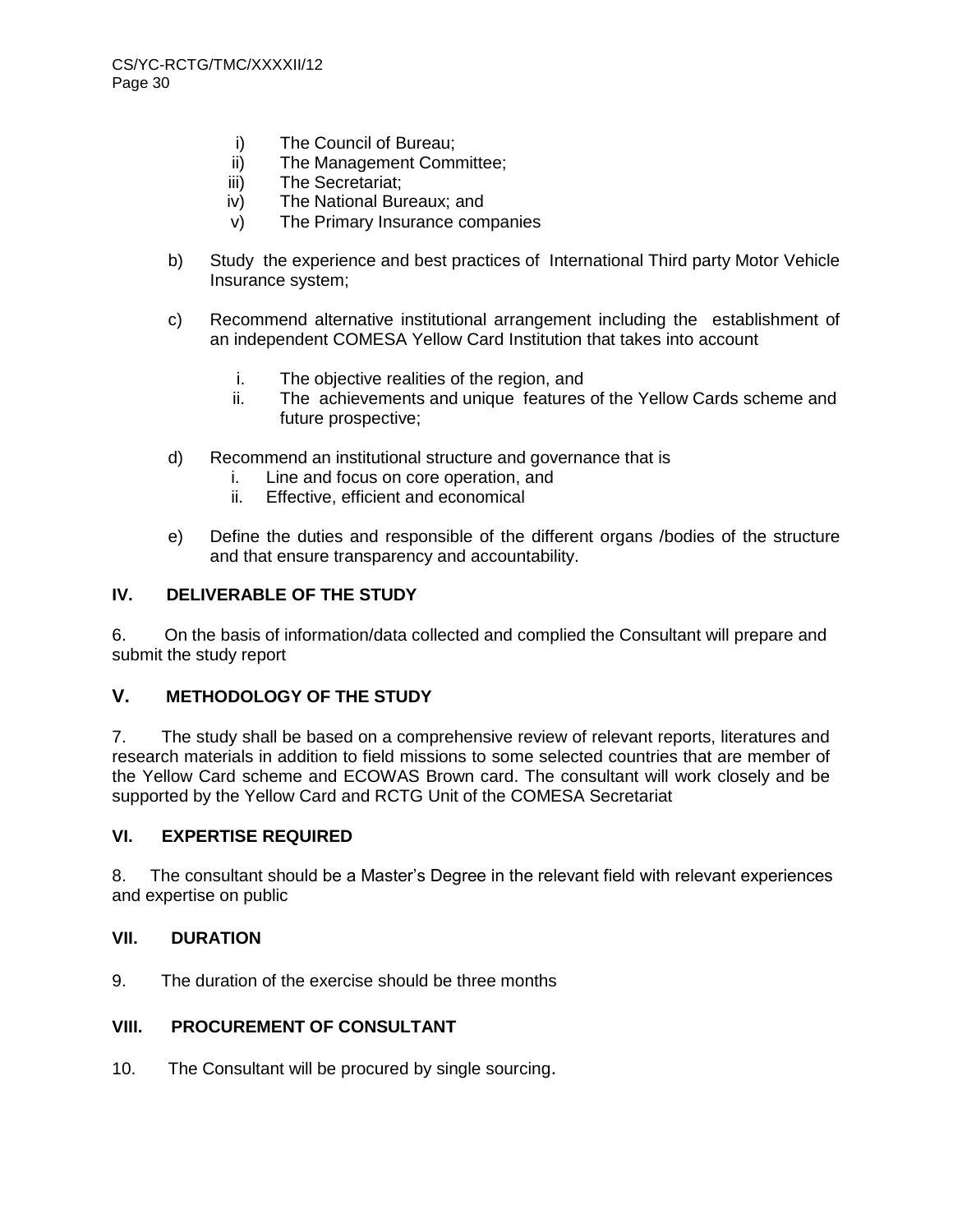i) The Council of Bureau;
ii) The Management Committee;
iii) The Secretariat;
iv) The National Bureaux; and
v) The Primary Insurance companies

b) Study the experience and best practices of International Third party Motor Vehicle Insurance system;

c) Recommend alternative institutional arrangement including the establishment of an independent COMESA Yellow Card Institution that takes into account

i. The objective realities of the region, and
ii. The achievements and unique features of the Yellow Cards scheme and future prospective;

d) Recommend an institutional structure and governance that is
i. Line and focus on core operation, and
ii. Effective, efficient and economical

e) Define the duties and responsible of the different organs /bodies of the structure and that ensure transparency and accountability.

## IV. DELIVERABLE OF THE STUDY

6. On the basis of information/data collected and complied the Consultant will prepare and submit the study report

## V. METHODOLOGY OF THE STUDY

7. The study shall be based on a comprehensive review of relevant reports, literatures and research materials in addition to field missions to some selected countries that are member of the Yellow Card scheme and ECOWAS Brown card. The consultant will work closely and be supported by the Yellow Card and RCTG Unit of the COMESA Secretariat

## VI. EXPERTISE REQUIRED

8. The consultant should be a Master's Degree in the relevant field with relevant experiences and expertise on public

## VII. DURATION

9. The duration of the exercise should be three months

## VIII. PROCUREMENT OF CONSULTANT

10. The Consultant will be procured by single sourcing.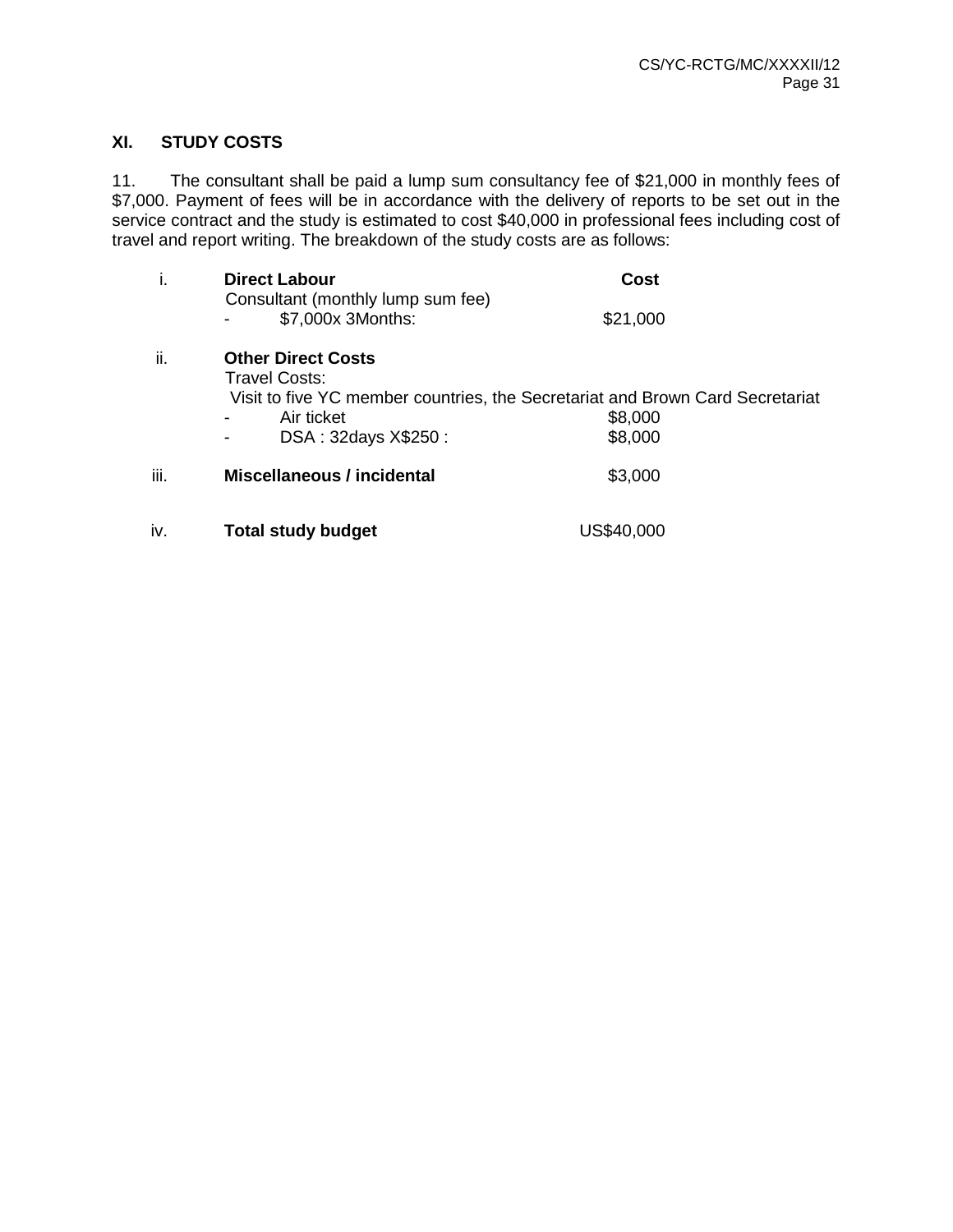## XI. STUDY COSTS

11. The consultant shall be paid a lump sum consultancy fee of $21,000 in monthly fees of $7,000. Payment of fees will be in accordance with the delivery of reports to be set out in the service contract and the study is estimated to cost $40,000 in professional fees including cost of travel and report writing. The breakdown of the study costs are as follows:

| | | Cost |
|---|---|---|
| i. | **Direct Labour** | |
| | Consultant (monthly lump sum fee) | |
| | - $7,000x 3Months: | $21,000 |
| ii. | **Other Direct Costs** | |
| | Travel Costs: | |
| | Visit to five YC member countries, the Secretariat and Brown Card Secretariat | |
| | - Air ticket | $8,000 |
| | - DSA : 32days X$250 : | $8,000 |
| iii. | **Miscellaneous / incidental** | $3,000 |
| iv. | **Total study budget** | US$40,000 |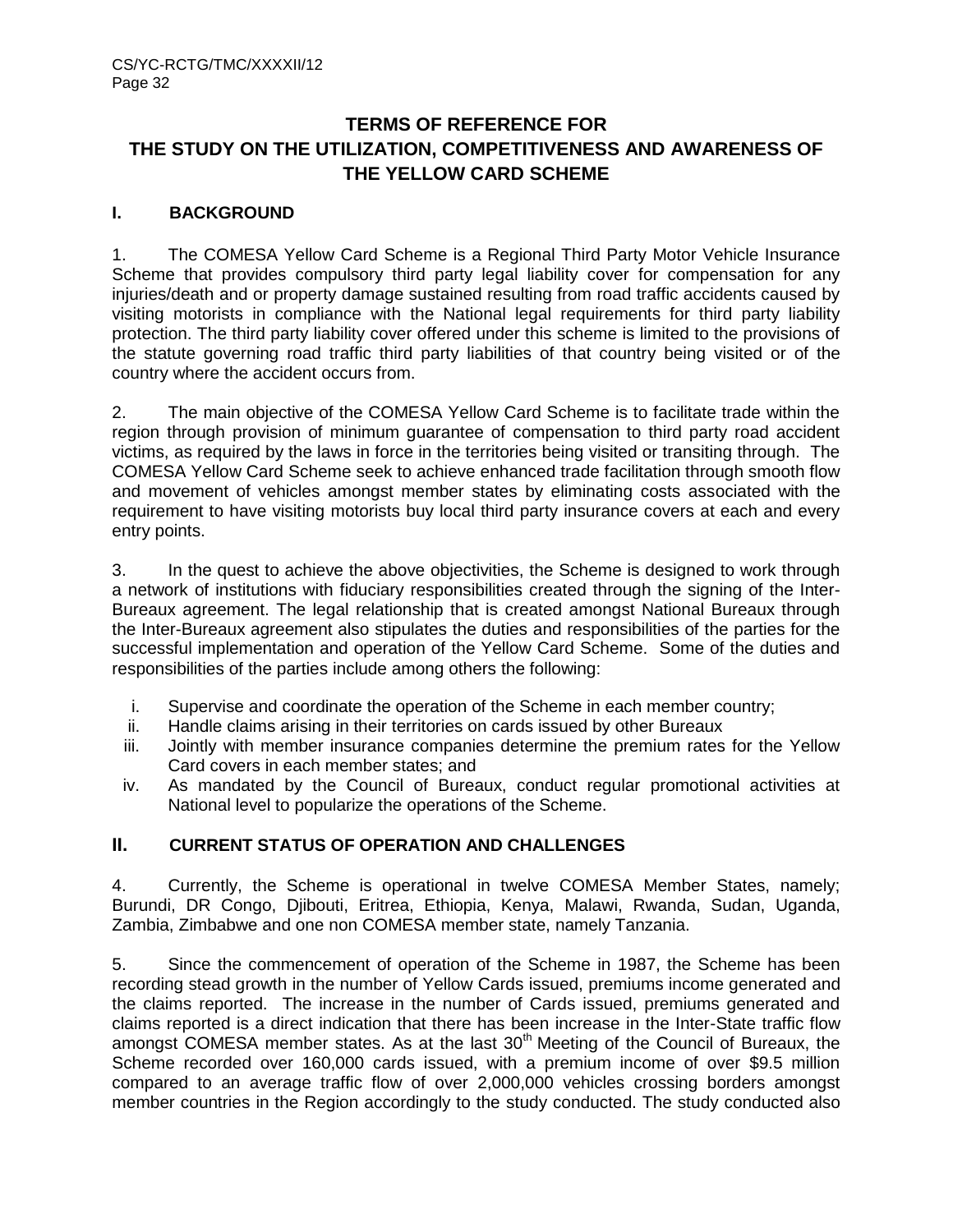# TERMS OF REFERENCE FOR THE STUDY ON THE UTILIZATION, COMPETITIVENESS AND AWARENESS OF THE YELLOW CARD SCHEME

## I. BACKGROUND

1. The COMESA Yellow Card Scheme is a Regional Third Party Motor Vehicle Insurance Scheme that provides compulsory third party legal liability cover for compensation for any injuries/death and or property damage sustained resulting from road traffic accidents caused by visiting motorists in compliance with the National legal requirements for third party liability protection. The third party liability cover offered under this scheme is limited to the provisions of the statute governing road traffic third party liabilities of that country being visited or of the country where the accident occurs from.

2. The main objective of the COMESA Yellow Card Scheme is to facilitate trade within the region through provision of minimum guarantee of compensation to third party road accident victims, as required by the laws in force in the territories being visited or transiting through. The COMESA Yellow Card Scheme seek to achieve enhanced trade facilitation through smooth flow and movement of vehicles amongst member states by eliminating costs associated with the requirement to have visiting motorists buy local third party insurance covers at each and every entry points.

3. In the quest to achieve the above objectivities, the Scheme is designed to work through a network of institutions with fiduciary responsibilities created through the signing of the Inter-Bureaux agreement. The legal relationship that is created amongst National Bureaux through the Inter-Bureaux agreement also stipulates the duties and responsibilities of the parties for the successful implementation and operation of the Yellow Card Scheme. Some of the duties and responsibilities of the parties include among others the following:

   i. Supervise and coordinate the operation of the Scheme in each member country;
   ii. Handle claims arising in their territories on cards issued by other Bureaux
   iii. Jointly with member insurance companies determine the premium rates for the Yellow Card covers in each member states; and
   iv. As mandated by the Council of Bureaux, conduct regular promotional activities at National level to popularize the operations of the Scheme.

## II. CURRENT STATUS OF OPERATION AND CHALLENGES

4. Currently, the Scheme is operational in twelve COMESA Member States, namely; Burundi, DR Congo, Djibouti, Eritrea, Ethiopia, Kenya, Malawi, Rwanda, Sudan, Uganda, Zambia, Zimbabwe and one non COMESA member state, namely Tanzania.

5. Since the commencement of operation of the Scheme in 1987, the Scheme has been recording stead growth in the number of Yellow Cards issued, premiums income generated and the claims reported. The increase in the number of Cards issued, premiums generated and claims reported is a direct indication that there has been increase in the Inter-State traffic flow amongst COMESA member states. As at the last 30th Meeting of the Council of Bureaux, the Scheme recorded over 160,000 cards issued, with a premium income of over $9.5 million compared to an average traffic flow of over 2,000,000 vehicles crossing borders amongst member countries in the Region accordingly to the study conducted. The study conducted also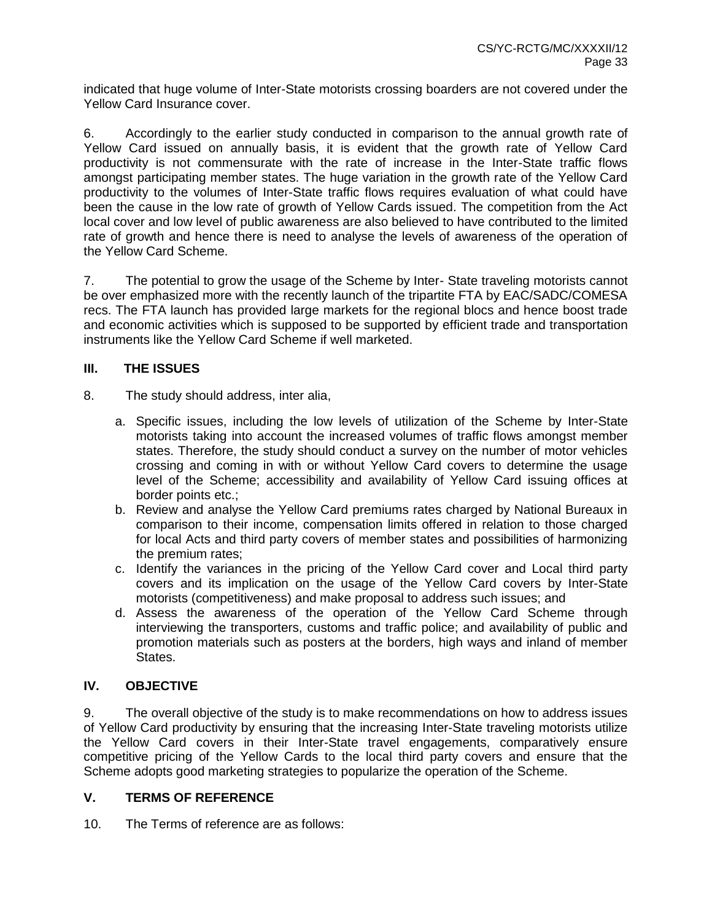indicated that huge volume of Inter-State motorists crossing boarders are not covered under the Yellow Card Insurance cover.

6. Accordingly to the earlier study conducted in comparison to the annual growth rate of Yellow Card issued on annually basis, it is evident that the growth rate of Yellow Card productivity is not commensurate with the rate of increase in the Inter-State traffic flows amongst participating member states. The huge variation in the growth rate of the Yellow Card productivity to the volumes of Inter-State traffic flows requires evaluation of what could have been the cause in the low rate of growth of Yellow Cards issued. The competition from the Act local cover and low level of public awareness are also believed to have contributed to the limited rate of growth and hence there is need to analyse the levels of awareness of the operation of the Yellow Card Scheme.

7. The potential to grow the usage of the Scheme by Inter- State traveling motorists cannot be over emphasized more with the recently launch of the tripartite FTA by EAC/SADC/COMESA recs. The FTA launch has provided large markets for the regional blocs and hence boost trade and economic activities which is supposed to be supported by efficient trade and transportation instruments like the Yellow Card Scheme if well marketed.

## III. THE ISSUES

8. The study should address, inter alia,

a. Specific issues, including the low levels of utilization of the Scheme by Inter-State motorists taking into account the increased volumes of traffic flows amongst member states. Therefore, the study should conduct a survey on the number of motor vehicles crossing and coming in with or without Yellow Card covers to determine the usage level of the Scheme; accessibility and availability of Yellow Card issuing offices at border points etc.;
b. Review and analyse the Yellow Card premiums rates charged by National Bureaux in comparison to their income, compensation limits offered in relation to those charged for local Acts and third party covers of member states and possibilities of harmonizing the premium rates;
c. Identify the variances in the pricing of the Yellow Card cover and Local third party covers and its implication on the usage of the Yellow Card covers by Inter-State motorists (competitiveness) and make proposal to address such issues; and
d. Assess the awareness of the operation of the Yellow Card Scheme through interviewing the transporters, customs and traffic police; and availability of public and promotion materials such as posters at the borders, high ways and inland of member States.

## IV. OBJECTIVE

9. The overall objective of the study is to make recommendations on how to address issues of Yellow Card productivity by ensuring that the increasing Inter-State traveling motorists utilize the Yellow Card covers in their Inter-State travel engagements, comparatively ensure competitive pricing of the Yellow Cards to the local third party covers and ensure that the Scheme adopts good marketing strategies to popularize the operation of the Scheme.

## V. TERMS OF REFERENCE

10. The Terms of reference are as follows: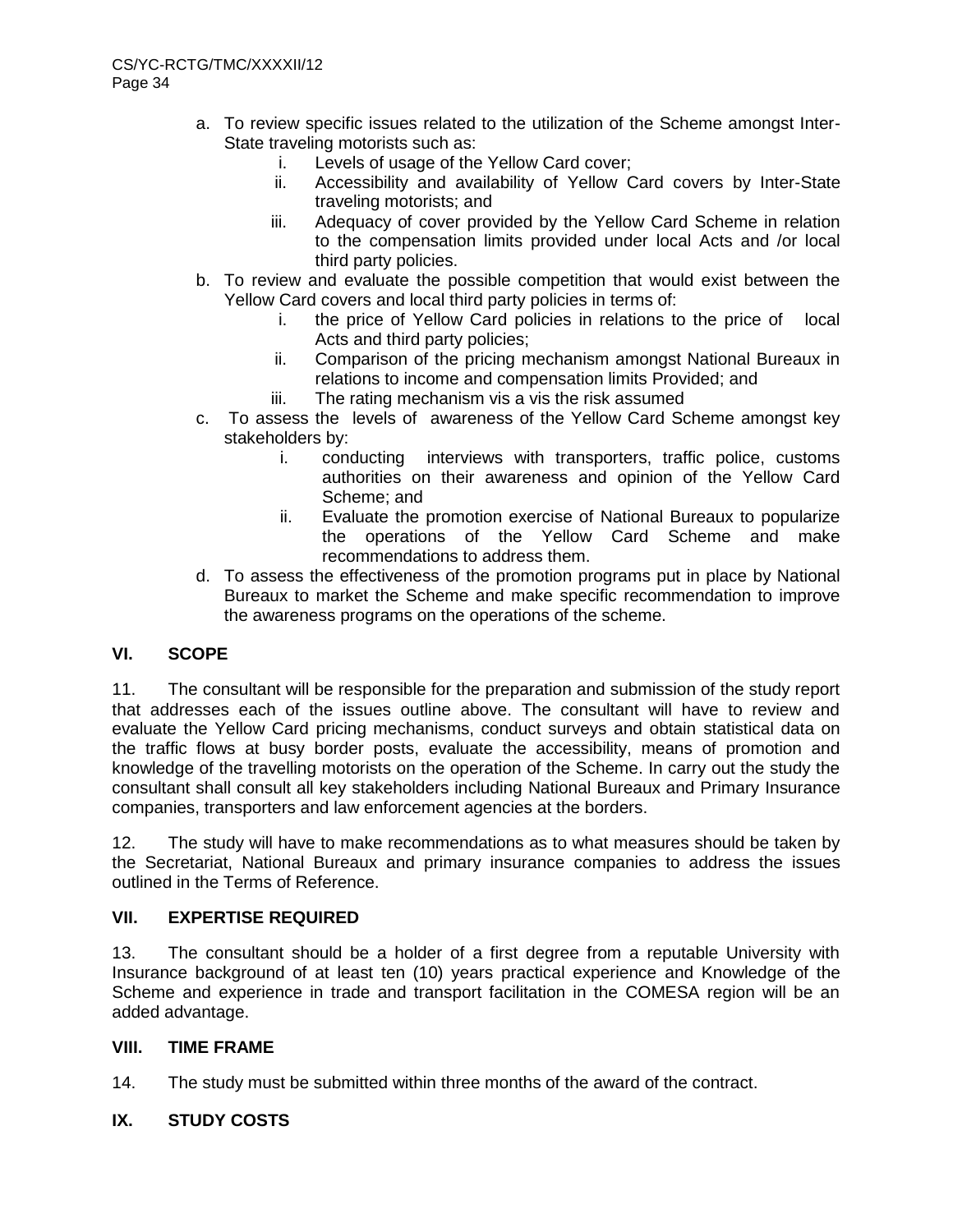a. To review specific issues related to the utilization of the Scheme amongst Inter-State traveling motorists such as:
    i. Levels of usage of the Yellow Card cover;
    ii. Accessibility and availability of Yellow Card covers by Inter-State traveling motorists; and
    iii. Adequacy of cover provided by the Yellow Card Scheme in relation to the compensation limits provided under local Acts and /or local third party policies.
b. To review and evaluate the possible competition that would exist between the Yellow Card covers and local third party policies in terms of:
    i. the price of Yellow Card policies in relations to the price of local Acts and third party policies;
    ii. Comparison of the pricing mechanism amongst National Bureaux in relations to income and compensation limits Provided; and
    iii. The rating mechanism vis a vis the risk assumed
c. To assess the levels of awareness of the Yellow Card Scheme amongst key stakeholders by:
    i. conducting interviews with transporters, traffic police, customs authorities on their awareness and opinion of the Yellow Card Scheme; and
    ii. Evaluate the promotion exercise of National Bureaux to popularize the operations of the Yellow Card Scheme and make recommendations to address them.
d. To assess the effectiveness of the promotion programs put in place by National Bureaux to market the Scheme and make specific recommendation to improve the awareness programs on the operations of the scheme.

## VI. SCOPE

11. The consultant will be responsible for the preparation and submission of the study report that addresses each of the issues outline above. The consultant will have to review and evaluate the Yellow Card pricing mechanisms, conduct surveys and obtain statistical data on the traffic flows at busy border posts, evaluate the accessibility, means of promotion and knowledge of the travelling motorists on the operation of the Scheme. In carry out the study the consultant shall consult all key stakeholders including National Bureaux and Primary Insurance companies, transporters and law enforcement agencies at the borders.

12. The study will have to make recommendations as to what measures should be taken by the Secretariat, National Bureaux and primary insurance companies to address the issues outlined in the Terms of Reference.

## VII. EXPERTISE REQUIRED

13. The consultant should be a holder of a first degree from a reputable University with Insurance background of at least ten (10) years practical experience and Knowledge of the Scheme and experience in trade and transport facilitation in the COMESA region will be an added advantage.

## VIII. TIME FRAME

14. The study must be submitted within three months of the award of the contract.

## IX. STUDY COSTS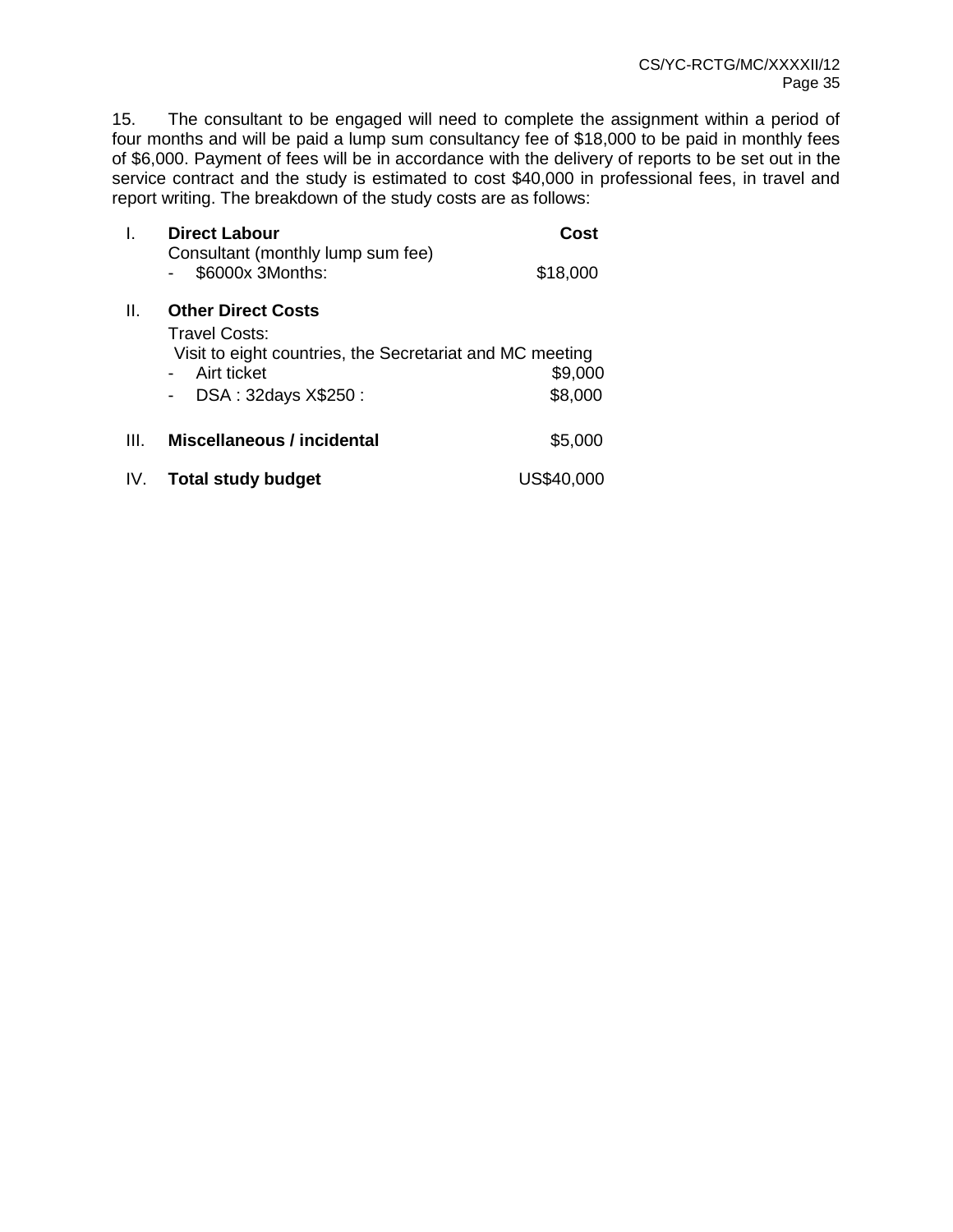15. The consultant to be engaged will need to complete the assignment within a period of four months and will be paid a lump sum consultancy fee of $18,000 to be paid in monthly fees of $6,000. Payment of fees will be in accordance with the delivery of reports to be set out in the service contract and the study is estimated to cost $40,000 in professional fees, in travel and report writing. The breakdown of the study costs are as follows:

| | | Cost |
|---|---|---|
| I. | **Direct Labour** | **Cost** |
| | Consultant (monthly lump sum fee) | |
| | - $6000x 3Months: | $18,000 |
| II. | **Other Direct Costs** | |
| | Travel Costs: | |
| | Visit to eight countries, the Secretariat and MC meeting | |
| | - Airt ticket | $9,000 |
| | - DSA : 32days X$250 : | $8,000 |
| III. | **Miscellaneous / incidental** | $5,000 |
| IV. | **Total study budget** | US$40,000 |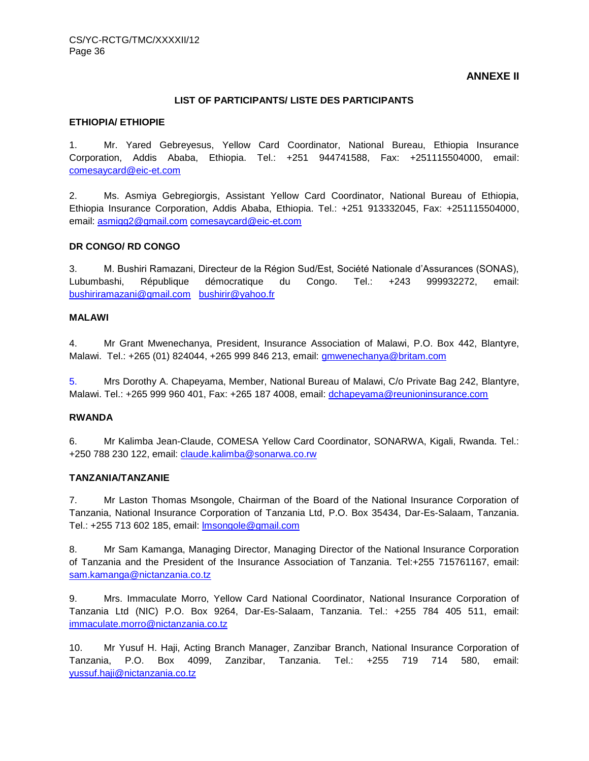**ANNEXE II**

## LIST OF PARTICIPANTS/ LISTE DES PARTICIPANTS

### ETHIOPIA/ ETHIOPIE

1. Mr. Yared Gebreyesus, Yellow Card Coordinator, National Bureau, Ethiopia Insurance Corporation, Addis Ababa, Ethiopia. Tel.: +251 944741588, Fax: +251115504000, email: comesaycard@eic-et.com

2. Ms. Asmiya Gebregiorgis, Assistant Yellow Card Coordinator, National Bureau of Ethiopia, Ethiopia Insurance Corporation, Addis Ababa, Ethiopia. Tel.: +251 913332045, Fax: +251115504000, email: asmigg2@gmail.com comesaycard@eic-et.com

### DR CONGO/ RD CONGO

3. M. Bushiri Ramazani, Directeur de la Région Sud/Est, Société Nationale d'Assurances (SONAS), Lubumbashi, République démocratique du Congo. Tel.: +243 999932272, email: bushiriramazani@gmail.com bushirir@yahoo.fr

### MALAWI

4. Mr Grant Mwenechanya, President, Insurance Association of Malawi, P.O. Box 442, Blantyre, Malawi. Tel.: +265 (01) 824044, +265 999 846 213, email: gmwenechanya@britam.com

5. Mrs Dorothy A. Chapeyama, Member, National Bureau of Malawi, C/o Private Bag 242, Blantyre, Malawi. Tel.: +265 999 960 401, Fax: +265 187 4008, email: dchapeyama@reunioninsurance.com

### RWANDA

6. Mr Kalimba Jean-Claude, COMESA Yellow Card Coordinator, SONARWA, Kigali, Rwanda. Tel.: +250 788 230 122, email: claude.kalimba@sonarwa.co.rw

### TANZANIA/TANZANIE

7. Mr Laston Thomas Msongole, Chairman of the Board of the National Insurance Corporation of Tanzania, National Insurance Corporation of Tanzania Ltd, P.O. Box 35434, Dar-Es-Salaam, Tanzania. Tel.: +255 713 602 185, email: lmsongole@gmail.com

8. Mr Sam Kamanga, Managing Director, Managing Director of the National Insurance Corporation of Tanzania and the President of the Insurance Association of Tanzania. Tel:+255 715761167, email: sam.kamanga@nictanzania.co.tz

9. Mrs. Immaculate Morro, Yellow Card National Coordinator, National Insurance Corporation of Tanzania Ltd (NIC) P.O. Box 9264, Dar-Es-Salaam, Tanzania. Tel.: +255 784 405 511, email: immaculate.morro@nictanzania.co.tz

10. Mr Yusuf H. Haji, Acting Branch Manager, Zanzibar Branch, National Insurance Corporation of Tanzania, P.O. Box 4099, Zanzibar, Tanzania. Tel.: +255 719 714 580, email: yussuf.haji@nictanzania.co.tz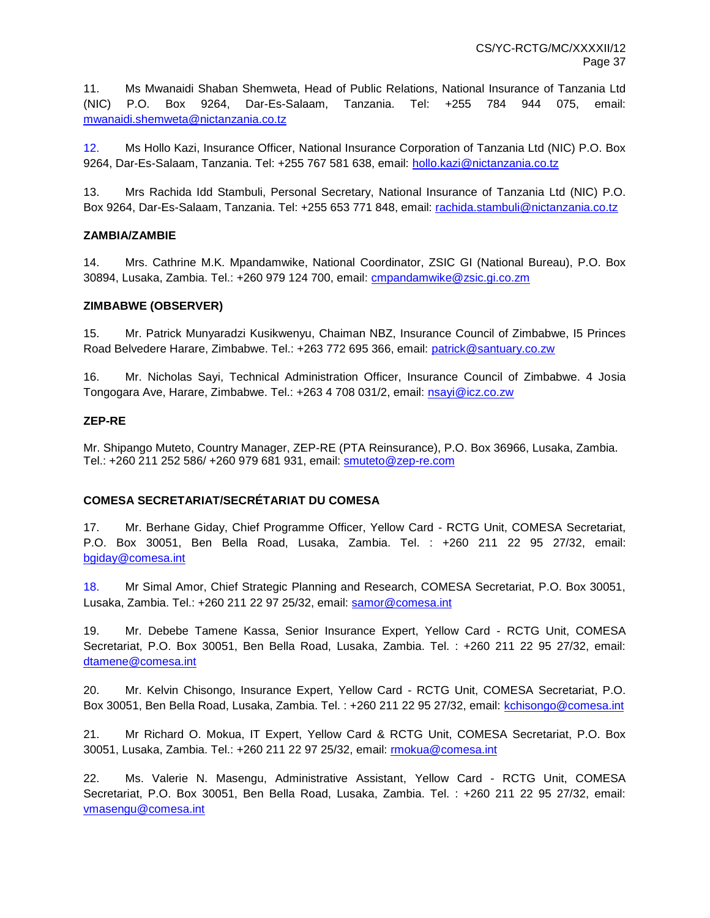11. Ms Mwanaidi Shaban Shemweta, Head of Public Relations, National Insurance of Tanzania Ltd (NIC) P.O. Box 9264, Dar-Es-Salaam, Tanzania. Tel: +255 784 944 075, email: mwanaidi.shemweta@nictanzania.co.tz

12. Ms Hollo Kazi, Insurance Officer, National Insurance Corporation of Tanzania Ltd (NIC) P.O. Box 9264, Dar-Es-Salaam, Tanzania. Tel: +255 767 581 638, email: hollo.kazi@nictanzania.co.tz

13. Mrs Rachida Idd Stambuli, Personal Secretary, National Insurance of Tanzania Ltd (NIC) P.O. Box 9264, Dar-Es-Salaam, Tanzania. Tel: +255 653 771 848, email: rachida.stambuli@nictanzania.co.tz

**ZAMBIA/ZAMBIE**

14. Mrs. Cathrine M.K. Mpandamwike, National Coordinator, ZSIC GI (National Bureau), P.O. Box 30894, Lusaka, Zambia. Tel.: +260 979 124 700, email: cmpandamwike@zsic.gi.co.zm

**ZIMBABWE (OBSERVER)**

15. Mr. Patrick Munyaradzi Kusikwenyu, Chaiman NBZ, Insurance Council of Zimbabwe, I5 Princes Road Belvedere Harare, Zimbabwe. Tel.: +263 772 695 366, email: patrick@santuary.co.zw

16. Mr. Nicholas Sayi, Technical Administration Officer, Insurance Council of Zimbabwe. 4 Josia Tongogara Ave, Harare, Zimbabwe. Tel.: +263 4 708 031/2, email: nsayi@icz.co.zw

**ZEP-RE**

Mr. Shipango Muteto, Country Manager, ZEP-RE (PTA Reinsurance), P.O. Box 36966, Lusaka, Zambia. Tel.: +260 211 252 586/ +260 979 681 931, email: smuteto@zep-re.com

**COMESA SECRETARIAT/SECRÉTARIAT DU COMESA**

17. Mr. Berhane Giday, Chief Programme Officer, Yellow Card - RCTG Unit, COMESA Secretariat, P.O. Box 30051, Ben Bella Road, Lusaka, Zambia. Tel. : +260 211 22 95 27/32, email: bgiday@comesa.int

18. Mr Simal Amor, Chief Strategic Planning and Research, COMESA Secretariat, P.O. Box 30051, Lusaka, Zambia. Tel.: +260 211 22 97 25/32, email: samor@comesa.int

19. Mr. Debebe Tamene Kassa, Senior Insurance Expert, Yellow Card - RCTG Unit, COMESA Secretariat, P.O. Box 30051, Ben Bella Road, Lusaka, Zambia. Tel. : +260 211 22 95 27/32, email: dtamene@comesa.int

20. Mr. Kelvin Chisongo, Insurance Expert, Yellow Card - RCTG Unit, COMESA Secretariat, P.O. Box 30051, Ben Bella Road, Lusaka, Zambia. Tel. : +260 211 22 95 27/32, email: kchisongo@comesa.int

21. Mr Richard O. Mokua, IT Expert, Yellow Card & RCTG Unit, COMESA Secretariat, P.O. Box 30051, Lusaka, Zambia. Tel.: +260 211 22 97 25/32, email: rmokua@comesa.int

22. Ms. Valerie N. Masengu, Administrative Assistant, Yellow Card - RCTG Unit, COMESA Secretariat, P.O. Box 30051, Ben Bella Road, Lusaka, Zambia. Tel. : +260 211 22 95 27/32, email: vmasengu@comesa.int